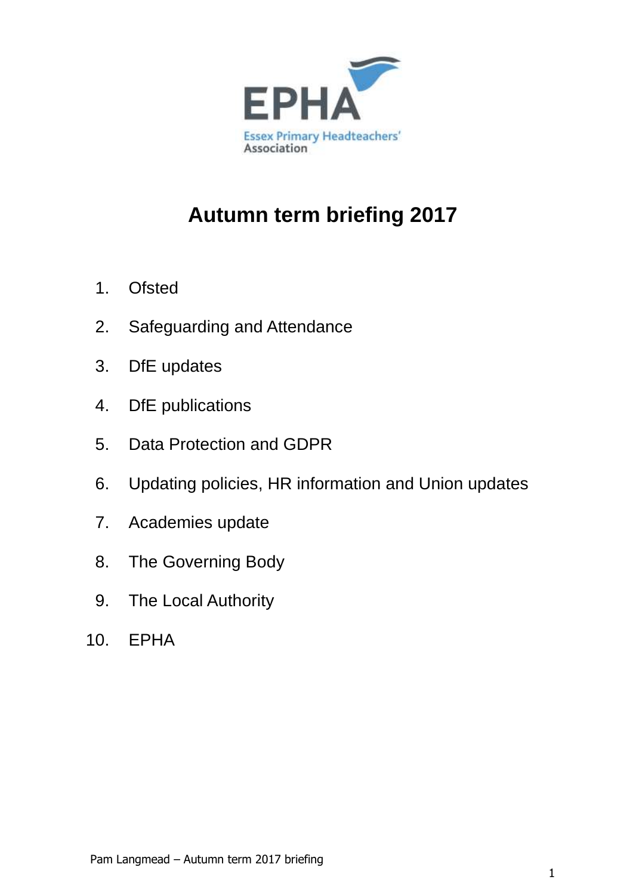EPHA

Essex Primary Headteachers' Association

# Autumn term briefing 2017

1. Ofsted
2. Safeguarding and Attendance
3. DfE updates
4. DfE publications
5. Data Protection and GDPR
6. Updating policies, HR information and Union updates
7. Academies update
8. The Governing Body
9. The Local Authority
10. EPHA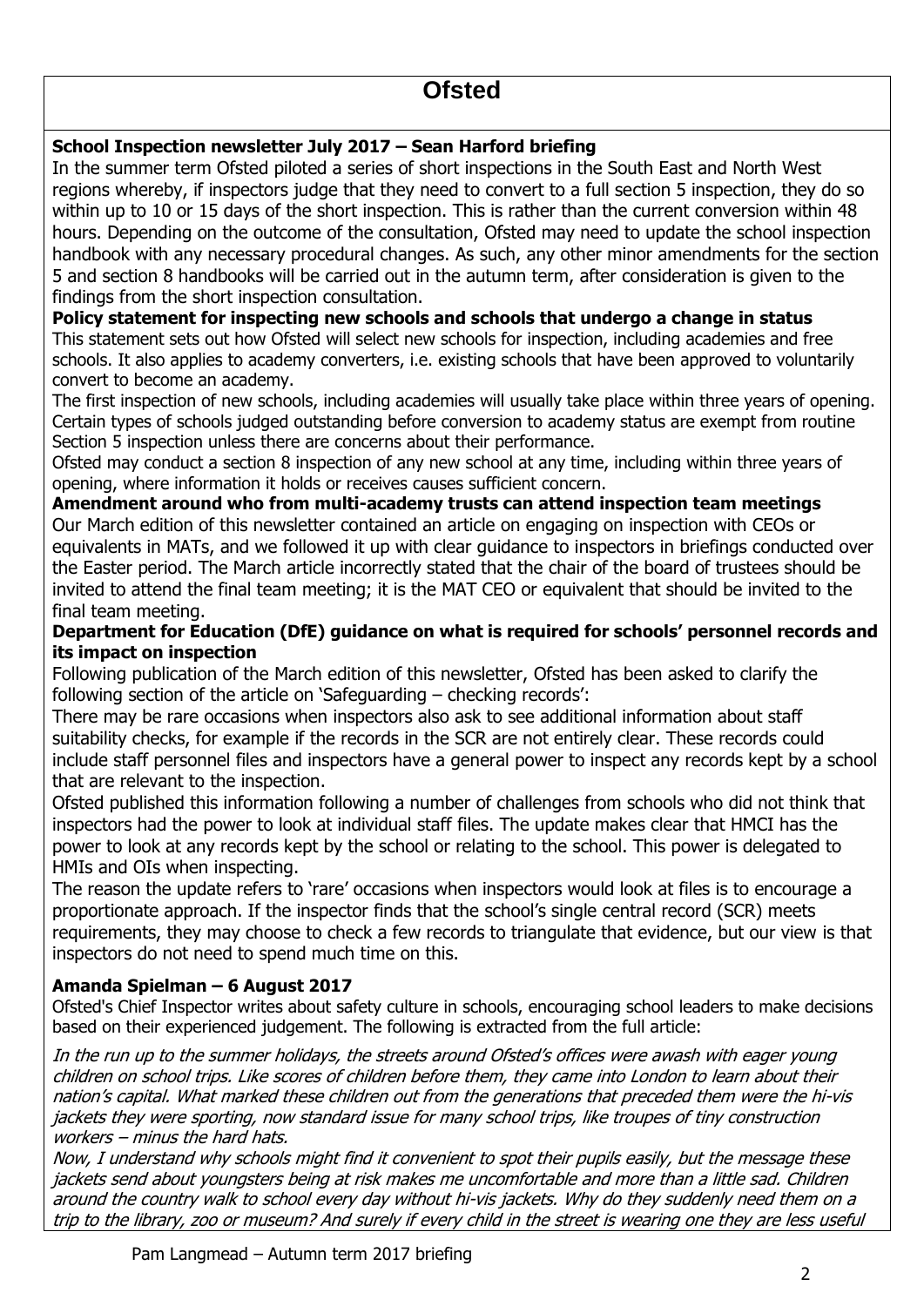# Ofsted

**School Inspection newsletter July 2017 – Sean Harford briefing**

In the summer term Ofsted piloted a series of short inspections in the South East and North West regions whereby, if inspectors judge that they need to convert to a full section 5 inspection, they do so within up to 10 or 15 days of the short inspection. This is rather than the current conversion within 48 hours. Depending on the outcome of the consultation, Ofsted may need to update the school inspection handbook with any necessary procedural changes. As such, any other minor amendments for the section 5 and section 8 handbooks will be carried out in the autumn term, after consideration is given to the findings from the short inspection consultation.

**Policy statement for inspecting new schools and schools that undergo a change in status**

This statement sets out how Ofsted will select new schools for inspection, including academies and free schools. It also applies to academy converters, i.e. existing schools that have been approved to voluntarily convert to become an academy.

The first inspection of new schools, including academies will usually take place within three years of opening. Certain types of schools judged outstanding before conversion to academy status are exempt from routine Section 5 inspection unless there are concerns about their performance.

Ofsted may conduct a section 8 inspection of any new school at any time, including within three years of opening, where information it holds or receives causes sufficient concern.

**Amendment around who from multi-academy trusts can attend inspection team meetings**

Our March edition of this newsletter contained an article on engaging on inspection with CEOs or equivalents in MATs, and we followed it up with clear guidance to inspectors in briefings conducted over the Easter period. The March article incorrectly stated that the chair of the board of trustees should be invited to attend the final team meeting; it is the MAT CEO or equivalent that should be invited to the final team meeting.

**Department for Education (DfE) guidance on what is required for schools' personnel records and its impact on inspection**

Following publication of the March edition of this newsletter, Ofsted has been asked to clarify the following section of the article on 'Safeguarding – checking records':

There may be rare occasions when inspectors also ask to see additional information about staff suitability checks, for example if the records in the SCR are not entirely clear. These records could include staff personnel files and inspectors have a general power to inspect any records kept by a school that are relevant to the inspection.

Ofsted published this information following a number of challenges from schools who did not think that inspectors had the power to look at individual staff files. The update makes clear that HMCI has the power to look at any records kept by the school or relating to the school. This power is delegated to HMIs and OIs when inspecting.

The reason the update refers to 'rare' occasions when inspectors would look at files is to encourage a proportionate approach. If the inspector finds that the school's single central record (SCR) meets requirements, they may choose to check a few records to triangulate that evidence, but our view is that inspectors do not need to spend much time on this.

**Amanda Spielman – 6 August 2017**

Ofsted's Chief Inspector writes about safety culture in schools, encouraging school leaders to make decisions based on their experienced judgement. The following is extracted from the full article:

*In the run up to the summer holidays, the streets around Ofsted's offices were awash with eager young children on school trips. Like scores of children before them, they came into London to learn about their nation's capital. What marked these children out from the generations that preceded them were the hi-vis jackets they were sporting, now standard issue for many school trips, like troupes of tiny construction workers – minus the hard hats.*

*Now, I understand why schools might find it convenient to spot their pupils easily, but the message these jackets send about youngsters being at risk makes me uncomfortable and more than a little sad. Children around the country walk to school every day without hi-vis jackets. Why do they suddenly need them on a trip to the library, zoo or museum? And surely if every child in the street is wearing one they are less useful*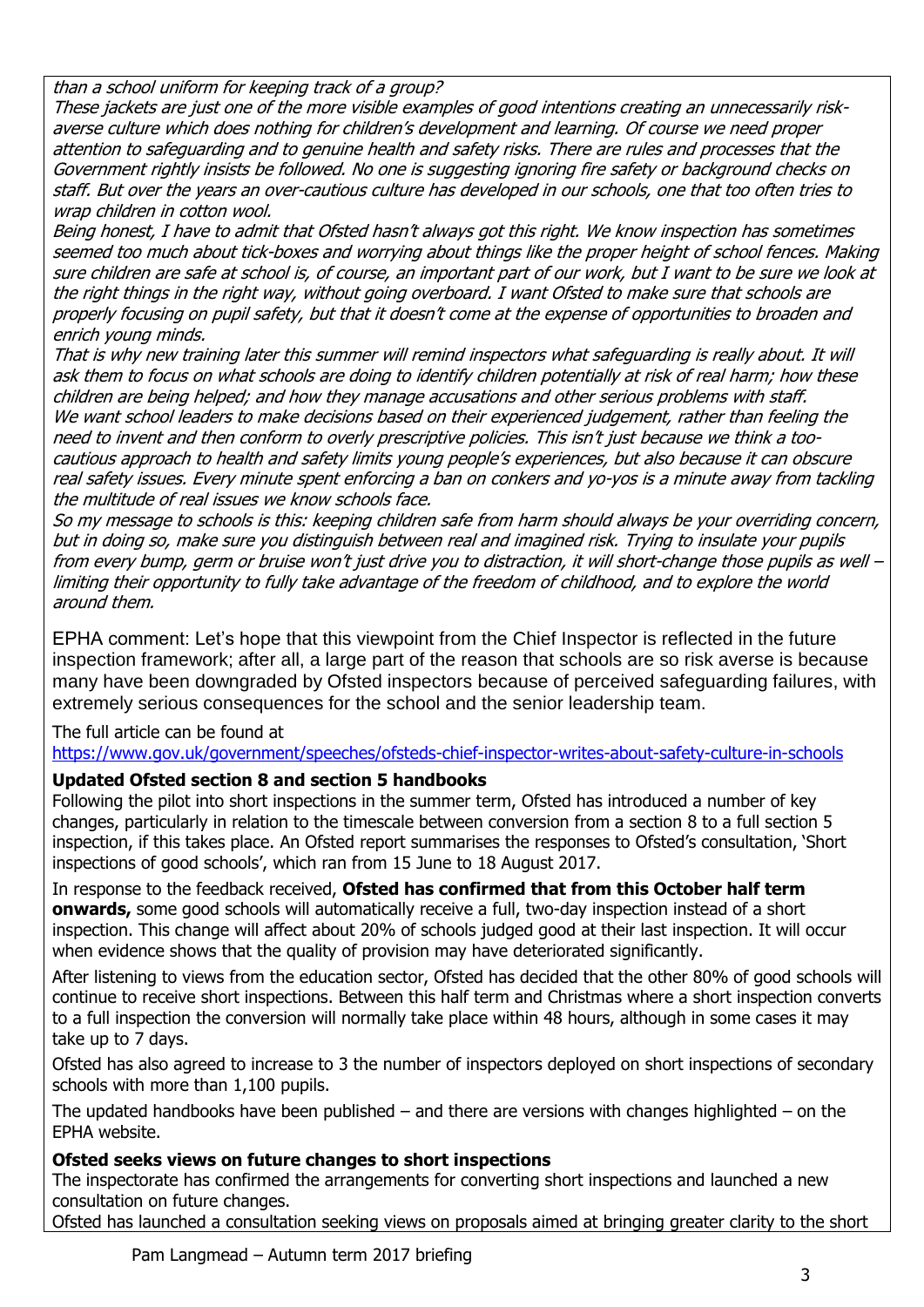*than a school uniform for keeping track of a group?*

*These jackets are just one of the more visible examples of good intentions creating an unnecessarily risk-averse culture which does nothing for children's development and learning. Of course we need proper attention to safeguarding and to genuine health and safety risks. There are rules and processes that the Government rightly insists be followed. No one is suggesting ignoring fire safety or background checks on staff. But over the years an over-cautious culture has developed in our schools, one that too often tries to wrap children in cotton wool.*

*Being honest, I have to admit that Ofsted hasn't always got this right. We know inspection has sometimes seemed too much about tick-boxes and worrying about things like the proper height of school fences. Making sure children are safe at school is, of course, an important part of our work, but I want to be sure we look at the right things in the right way, without going overboard. I want Ofsted to make sure that schools are properly focusing on pupil safety, but that it doesn't come at the expense of opportunities to broaden and enrich young minds.*

*That is why new training later this summer will remind inspectors what safeguarding is really about. It will ask them to focus on what schools are doing to identify children potentially at risk of real harm; how these children are being helped; and how they manage accusations and other serious problems with staff.*

*We want school leaders to make decisions based on their experienced judgement, rather than feeling the need to invent and then conform to overly prescriptive policies. This isn't just because we think a too-cautious approach to health and safety limits young people's experiences, but also because it can obscure real safety issues. Every minute spent enforcing a ban on conkers and yo-yos is a minute away from tackling the multitude of real issues we know schools face.*

*So my message to schools is this: keeping children safe from harm should always be your overriding concern, but in doing so, make sure you distinguish between real and imagined risk. Trying to insulate your pupils from every bump, germ or bruise won't just drive you to distraction, it will short-change those pupils as well – limiting their opportunity to fully take advantage of the freedom of childhood, and to explore the world around them.*

EPHA comment: Let's hope that this viewpoint from the Chief Inspector is reflected in the future inspection framework; after all, a large part of the reason that schools are so risk averse is because many have been downgraded by Ofsted inspectors because of perceived safeguarding failures, with extremely serious consequences for the school and the senior leadership team.

The full article can be found at
https://www.gov.uk/government/speeches/ofsteds-chief-inspector-writes-about-safety-culture-in-schools

**Updated Ofsted section 8 and section 5 handbooks**

Following the pilot into short inspections in the summer term, Ofsted has introduced a number of key changes, particularly in relation to the timescale between conversion from a section 8 to a full section 5 inspection, if this takes place. An Ofsted report summarises the responses to Ofsted's consultation, 'Short inspections of good schools', which ran from 15 June to 18 August 2017.

In response to the feedback received, **Ofsted has confirmed that from this October half term onwards,** some good schools will automatically receive a full, two-day inspection instead of a short inspection. This change will affect about 20% of schools judged good at their last inspection. It will occur when evidence shows that the quality of provision may have deteriorated significantly.

After listening to views from the education sector, Ofsted has decided that the other 80% of good schools will continue to receive short inspections. Between this half term and Christmas where a short inspection converts to a full inspection the conversion will normally take place within 48 hours, although in some cases it may take up to 7 days.

Ofsted has also agreed to increase to 3 the number of inspectors deployed on short inspections of secondary schools with more than 1,100 pupils.

The updated handbooks have been published – and there are versions with changes highlighted – on the EPHA website.

**Ofsted seeks views on future changes to short inspections**

The inspectorate has confirmed the arrangements for converting short inspections and launched a new consultation on future changes.

Ofsted has launched a consultation seeking views on proposals aimed at bringing greater clarity to the short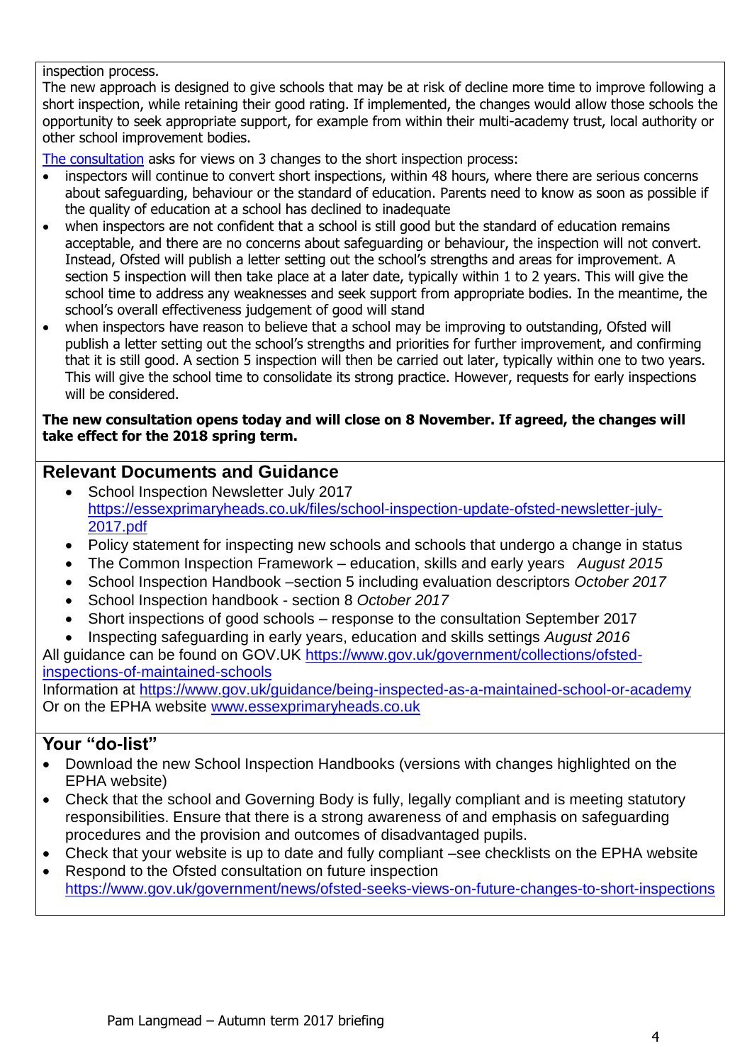inspection process.

The new approach is designed to give schools that may be at risk of decline more time to improve following a short inspection, while retaining their good rating. If implemented, the changes would allow those schools the opportunity to seek appropriate support, for example from within their multi-academy trust, local authority or other school improvement bodies.

[The consultation](#) asks for views on 3 changes to the short inspection process:

- inspectors will continue to convert short inspections, within 48 hours, where there are serious concerns about safeguarding, behaviour or the standard of education. Parents need to know as soon as possible if the quality of education at a school has declined to inadequate
- when inspectors are not confident that a school is still good but the standard of education remains acceptable, and there are no concerns about safeguarding or behaviour, the inspection will not convert. Instead, Ofsted will publish a letter setting out the school's strengths and areas for improvement. A section 5 inspection will then take place at a later date, typically within 1 to 2 years. This will give the school time to address any weaknesses and seek support from appropriate bodies. In the meantime, the school's overall effectiveness judgement of good will stand
- when inspectors have reason to believe that a school may be improving to outstanding, Ofsted will publish a letter setting out the school's strengths and priorities for further improvement, and confirming that it is still good. A section 5 inspection will then be carried out later, typically within one to two years. This will give the school time to consolidate its strong practice. However, requests for early inspections will be considered.

**The new consultation opens today and will close on 8 November. If agreed, the changes will take effect for the 2018 spring term.**

## Relevant Documents and Guidance

- School Inspection Newsletter July 2017 https://essexprimaryheads.co.uk/files/school-inspection-update-ofsted-newsletter-july-2017.pdf
- Policy statement for inspecting new schools and schools that undergo a change in status
- The Common Inspection Framework – education, skills and early years *August 2015*
- School Inspection Handbook –section 5 including evaluation descriptors *October 2017*
- School Inspection handbook - section 8 *October 2017*
- Short inspections of good schools – response to the consultation September 2017
- Inspecting safeguarding in early years, education and skills settings *August 2016*

All guidance can be found on GOV.UK https://www.gov.uk/government/collections/ofsted-inspections-of-maintained-schools

Information at https://www.gov.uk/guidance/being-inspected-as-a-maintained-school-or-academy

Or on the EPHA website www.essexprimaryheads.co.uk

## Your "do-list"

- Download the new School Inspection Handbooks (versions with changes highlighted on the EPHA website)
- Check that the school and Governing Body is fully, legally compliant and is meeting statutory responsibilities. Ensure that there is a strong awareness of and emphasis on safeguarding procedures and the provision and outcomes of disadvantaged pupils.
- Check that your website is up to date and fully compliant –see checklists on the EPHA website
- Respond to the Ofsted consultation on future inspection https://www.gov.uk/government/news/ofsted-seeks-views-on-future-changes-to-short-inspections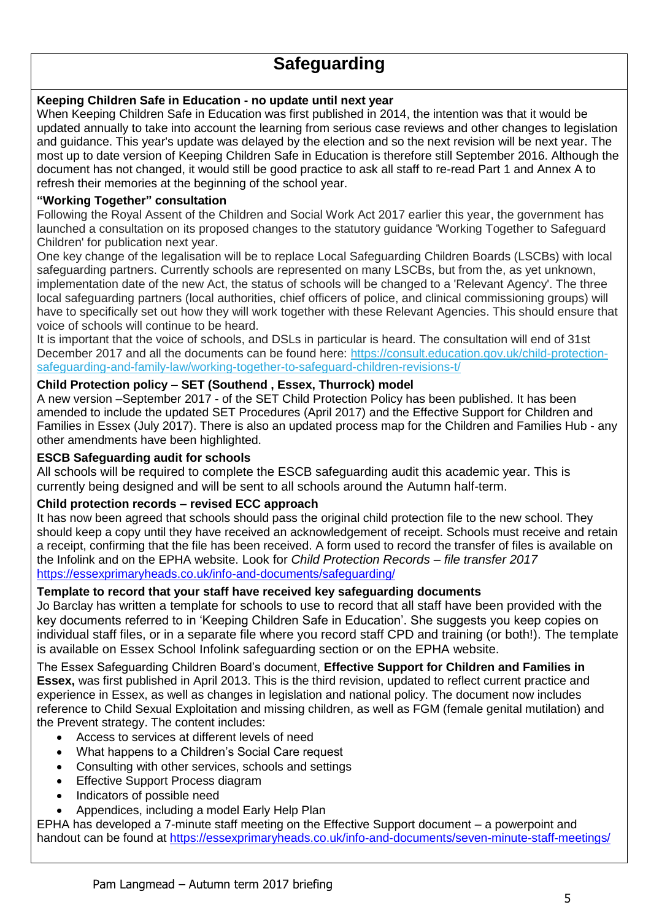# Safeguarding

### Keeping Children Safe in Education - no update until next year

When Keeping Children Safe in Education was first published in 2014, the intention was that it would be updated annually to take into account the learning from serious case reviews and other changes to legislation and guidance. This year's update was delayed by the election and so the next revision will be next year. The most up to date version of Keeping Children Safe in Education is therefore still September 2016. Although the document has not changed, it would still be good practice to ask all staff to re-read Part 1 and Annex A to refresh their memories at the beginning of the school year.

### "Working Together" consultation

Following the Royal Assent of the Children and Social Work Act 2017 earlier this year, the government has launched a consultation on its proposed changes to the statutory guidance 'Working Together to Safeguard Children' for publication next year.

One key change of the legalisation will be to replace Local Safeguarding Children Boards (LSCBs) with local safeguarding partners. Currently schools are represented on many LSCBs, but from the, as yet unknown, implementation date of the new Act, the status of schools will be changed to a 'Relevant Agency'. The three local safeguarding partners (local authorities, chief officers of police, and clinical commissioning groups) will have to specifically set out how they will work together with these Relevant Agencies. This should ensure that voice of schools will continue to be heard.

It is important that the voice of schools, and DSLs in particular is heard. The consultation will end of 31st December 2017 and all the documents can be found here: https://consult.education.gov.uk/child-protection-safeguarding-and-family-law/working-together-to-safeguard-children-revisions-t/

### Child Protection policy – SET (Southend , Essex, Thurrock) model

A new version –September 2017 - of the SET Child Protection Policy has been published. It has been amended to include the updated SET Procedures (April 2017) and the Effective Support for Children and Families in Essex (July 2017). There is also an updated process map for the Children and Families Hub - any other amendments have been highlighted.

### ESCB Safeguarding audit for schools

All schools will be required to complete the ESCB safeguarding audit this academic year. This is currently being designed and will be sent to all schools around the Autumn half-term.

### Child protection records – revised ECC approach

It has now been agreed that schools should pass the original child protection file to the new school. They should keep a copy until they have received an acknowledgement of receipt. Schools must receive and retain a receipt, confirming that the file has been received. A form used to record the transfer of files is available on the Infolink and on the EPHA website. Look for *Child Protection Records – file transfer 2017* https://essexprimaryheads.co.uk/info-and-documents/safeguarding/

### Template to record that your staff have received key safeguarding documents

Jo Barclay has written a template for schools to use to record that all staff have been provided with the key documents referred to in 'Keeping Children Safe in Education'. She suggests you keep copies on individual staff files, or in a separate file where you record staff CPD and training (or both!). The template is available on Essex School Infolink safeguarding section or on the EPHA website.

The Essex Safeguarding Children Board's document, **Effective Support for Children and Families in Essex,** was first published in April 2013. This is the third revision, updated to reflect current practice and experience in Essex, as well as changes in legislation and national policy. The document now includes reference to Child Sexual Exploitation and missing children, as well as FGM (female genital mutilation) and the Prevent strategy. The content includes:

- Access to services at different levels of need
- What happens to a Children's Social Care request
- Consulting with other services, schools and settings
- Effective Support Process diagram
- Indicators of possible need
- Appendices, including a model Early Help Plan

EPHA has developed a 7-minute staff meeting on the Effective Support document – a powerpoint and handout can be found at https://essexprimaryheads.co.uk/info-and-documents/seven-minute-staff-meetings/

Pam Langmead – Autumn term 2017 briefing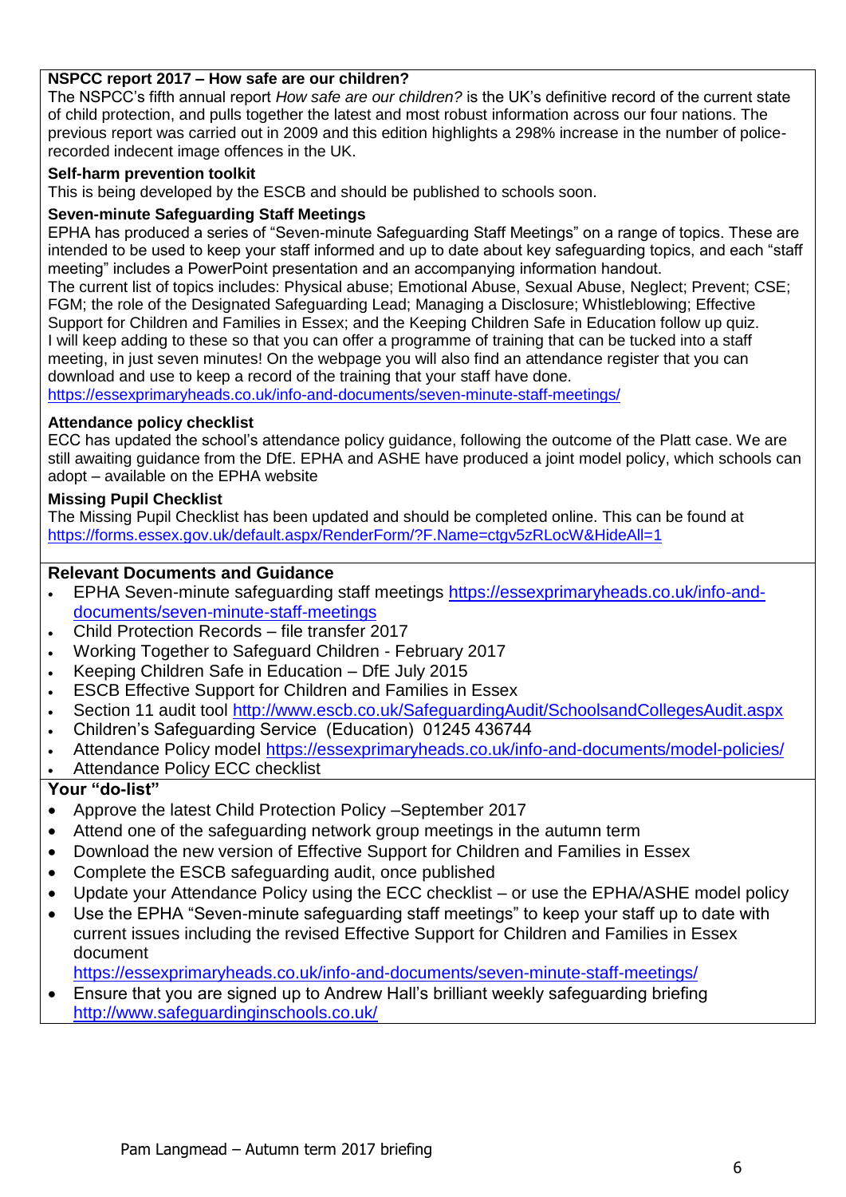**NSPCC report 2017 – How safe are our children?**

The NSPCC's fifth annual report *How safe are our children?* is the UK's definitive record of the current state of child protection, and pulls together the latest and most robust information across our four nations. The previous report was carried out in 2009 and this edition highlights a 298% increase in the number of police-recorded indecent image offences in the UK.

**Self-harm prevention toolkit**

This is being developed by the ESCB and should be published to schools soon.

**Seven-minute Safeguarding Staff Meetings**

EPHA has produced a series of "Seven-minute Safeguarding Staff Meetings" on a range of topics. These are intended to be used to keep your staff informed and up to date about key safeguarding topics, and each "staff meeting" includes a PowerPoint presentation and an accompanying information handout.

The current list of topics includes: Physical abuse; Emotional Abuse, Sexual Abuse, Neglect; Prevent; CSE; FGM; the role of the Designated Safeguarding Lead; Managing a Disclosure; Whistleblowing; Effective Support for Children and Families in Essex; and the Keeping Children Safe in Education follow up quiz.

I will keep adding to these so that you can offer a programme of training that can be tucked into a staff meeting, in just seven minutes! On the webpage you will also find an attendance register that you can download and use to keep a record of the training that your staff have done.

https://essexprimaryheads.co.uk/info-and-documents/seven-minute-staff-meetings/

**Attendance policy checklist**

ECC has updated the school's attendance policy guidance, following the outcome of the Platt case. We are still awaiting guidance from the DfE. EPHA and ASHE have produced a joint model policy, which schools can adopt – available on the EPHA website

**Missing Pupil Checklist**

The Missing Pupil Checklist has been updated and should be completed online. This can be found at https://forms.essex.gov.uk/default.aspx/RenderForm/?F.Name=ctgv5zRLocW&HideAll=1

**Relevant Documents and Guidance**

- EPHA Seven-minute safeguarding staff meetings https://essexprimaryheads.co.uk/info-and-documents/seven-minute-staff-meetings
- Child Protection Records – file transfer 2017
- Working Together to Safeguard Children - February 2017
- Keeping Children Safe in Education – DfE July 2015
- ESCB Effective Support for Children and Families in Essex
- Section 11 audit tool http://www.escb.co.uk/SafeguardingAudit/SchoolsandCollegesAudit.aspx
- Children's Safeguarding Service (Education) 01245 436744
- Attendance Policy model https://essexprimaryheads.co.uk/info-and-documents/model-policies/
- Attendance Policy ECC checklist

**Your "do-list"**

- Approve the latest Child Protection Policy –September 2017
- Attend one of the safeguarding network group meetings in the autumn term
- Download the new version of Effective Support for Children and Families in Essex
- Complete the ESCB safeguarding audit, once published
- Update your Attendance Policy using the ECC checklist – or use the EPHA/ASHE model policy
- Use the EPHA "Seven-minute safeguarding staff meetings" to keep your staff up to date with current issues including the revised Effective Support for Children and Families in Essex document https://essexprimaryheads.co.uk/info-and-documents/seven-minute-staff-meetings/
- Ensure that you are signed up to Andrew Hall's brilliant weekly safeguarding briefing http://www.safeguardinginschools.co.uk/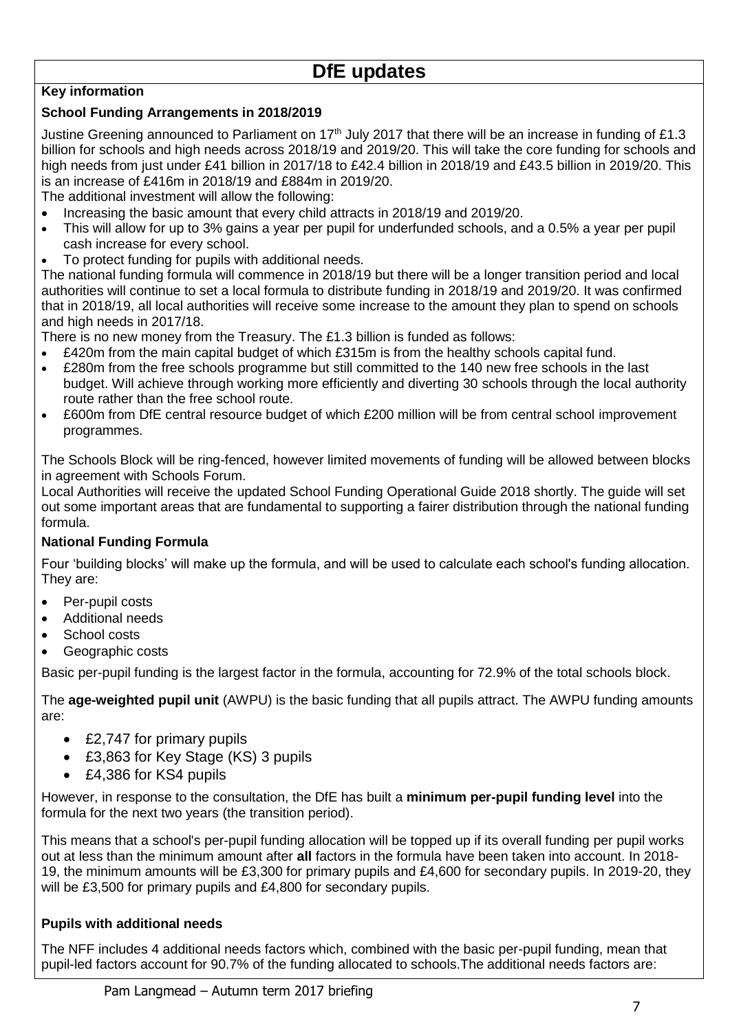# DfE updates

**Key information**

**School Funding Arrangements in 2018/2019**

Justine Greening announced to Parliament on 17th July 2017 that there will be an increase in funding of £1.3 billion for schools and high needs across 2018/19 and 2019/20. This will take the core funding for schools and high needs from just under £41 billion in 2017/18 to £42.4 billion in 2018/19 and £43.5 billion in 2019/20. This is an increase of £416m in 2018/19 and £884m in 2019/20.

The additional investment will allow the following:

- Increasing the basic amount that every child attracts in 2018/19 and 2019/20.
- This will allow for up to 3% gains a year per pupil for underfunded schools, and a 0.5% a year per pupil cash increase for every school.
- To protect funding for pupils with additional needs.

The national funding formula will commence in 2018/19 but there will be a longer transition period and local authorities will continue to set a local formula to distribute funding in 2018/19 and 2019/20. It was confirmed that in 2018/19, all local authorities will receive some increase to the amount they plan to spend on schools and high needs in 2017/18.

There is no new money from the Treasury. The £1.3 billion is funded as follows:

- £420m from the main capital budget of which £315m is from the healthy schools capital fund.
- £280m from the free schools programme but still committed to the 140 new free schools in the last budget. Will achieve through working more efficiently and diverting 30 schools through the local authority route rather than the free school route.
- £600m from DfE central resource budget of which £200 million will be from central school improvement programmes.

The Schools Block will be ring-fenced, however limited movements of funding will be allowed between blocks in agreement with Schools Forum.

Local Authorities will receive the updated School Funding Operational Guide 2018 shortly. The guide will set out some important areas that are fundamental to supporting a fairer distribution through the national funding formula.

**National Funding Formula**

Four 'building blocks' will make up the formula, and will be used to calculate each school's funding allocation. They are:

- Per-pupil costs
- Additional needs
- School costs
- Geographic costs

Basic per-pupil funding is the largest factor in the formula, accounting for 72.9% of the total schools block.

The **age-weighted pupil unit** (AWPU) is the basic funding that all pupils attract. The AWPU funding amounts are:

- £2,747 for primary pupils
- £3,863 for Key Stage (KS) 3 pupils
- £4,386 for KS4 pupils

However, in response to the consultation, the DfE has built a **minimum per-pupil funding level** into the formula for the next two years (the transition period).

This means that a school's per-pupil funding allocation will be topped up if its overall funding per pupil works out at less than the minimum amount after **all** factors in the formula have been taken into account. In 2018-19, the minimum amounts will be £3,300 for primary pupils and £4,600 for secondary pupils. In 2019-20, they will be £3,500 for primary pupils and £4,800 for secondary pupils.

**Pupils with additional needs**

The NFF includes 4 additional needs factors which, combined with the basic per-pupil funding, mean that pupil-led factors account for 90.7% of the funding allocated to schools.The additional needs factors are: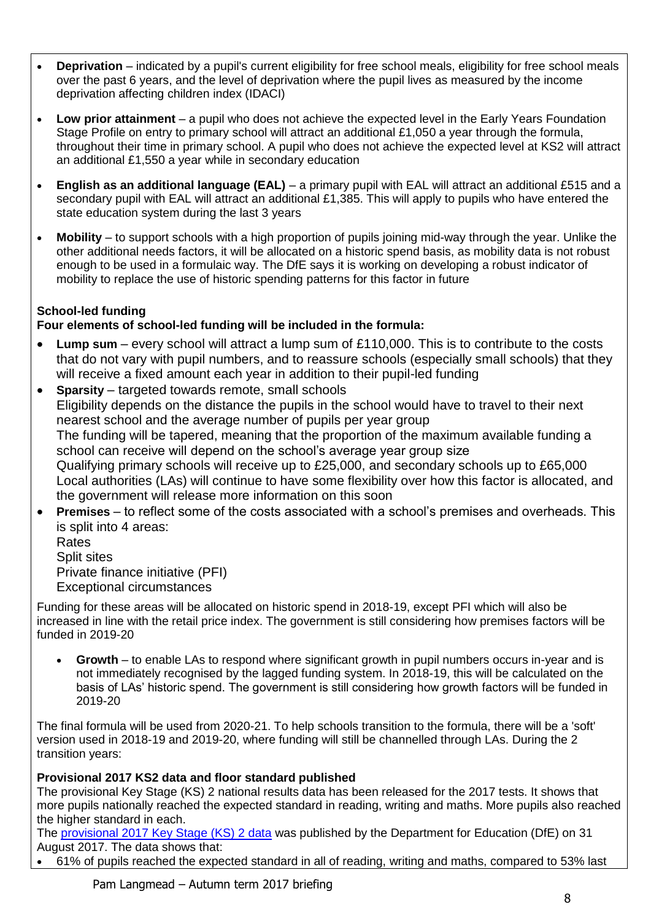- **Deprivation** – indicated by a pupil's current eligibility for free school meals, eligibility for free school meals over the past 6 years, and the level of deprivation where the pupil lives as measured by the income deprivation affecting children index (IDACI)
- **Low prior attainment** – a pupil who does not achieve the expected level in the Early Years Foundation Stage Profile on entry to primary school will attract an additional £1,050 a year through the formula, throughout their time in primary school. A pupil who does not achieve the expected level at KS2 will attract an additional £1,550 a year while in secondary education
- **English as an additional language (EAL)** – a primary pupil with EAL will attract an additional £515 and a secondary pupil with EAL will attract an additional £1,385. This will apply to pupils who have entered the state education system during the last 3 years
- **Mobility** – to support schools with a high proportion of pupils joining mid-way through the year. Unlike the other additional needs factors, it will be allocated on a historic spend basis, as mobility data is not robust enough to be used in a formulaic way. The DfE says it is working on developing a robust indicator of mobility to replace the use of historic spending patterns for this factor in future

**School-led funding**

**Four elements of school-led funding will be included in the formula:**

- **Lump sum** – every school will attract a lump sum of £110,000. This is to contribute to the costs that do not vary with pupil numbers, and to reassure schools (especially small schools) that they will receive a fixed amount each year in addition to their pupil-led funding
- **Sparsity** – targeted towards remote, small schools
  Eligibility depends on the distance the pupils in the school would have to travel to their next nearest school and the average number of pupils per year group
  The funding will be tapered, meaning that the proportion of the maximum available funding a school can receive will depend on the school's average year group size
  Qualifying primary schools will receive up to £25,000, and secondary schools up to £65,000
  Local authorities (LAs) will continue to have some flexibility over how this factor is allocated, and the government will release more information on this soon
- **Premises** – to reflect some of the costs associated with a school's premises and overheads. This is split into 4 areas:
  Rates
  Split sites
  Private finance initiative (PFI)
  Exceptional circumstances

Funding for these areas will be allocated on historic spend in 2018-19, except PFI which will also be increased in line with the retail price index. The government is still considering how premises factors will be funded in 2019-20

- **Growth** – to enable LAs to respond where significant growth in pupil numbers occurs in-year and is not immediately recognised by the lagged funding system. In 2018-19, this will be calculated on the basis of LAs' historic spend. The government is still considering how growth factors will be funded in 2019-20

The final formula will be used from 2020-21. To help schools transition to the formula, there will be a 'soft' version used in 2018-19 and 2019-20, where funding will still be channelled through LAs. During the 2 transition years:

**Provisional 2017 KS2 data and floor standard published**

The provisional Key Stage (KS) 2 national results data has been released for the 2017 tests. It shows that more pupils nationally reached the expected standard in reading, writing and maths. More pupils also reached the higher standard in each.

The [provisional 2017 Key Stage (KS) 2 data] was published by the Department for Education (DfE) on 31 August 2017. The data shows that:

- 61% of pupils reached the expected standard in all of reading, writing and maths, compared to 53% last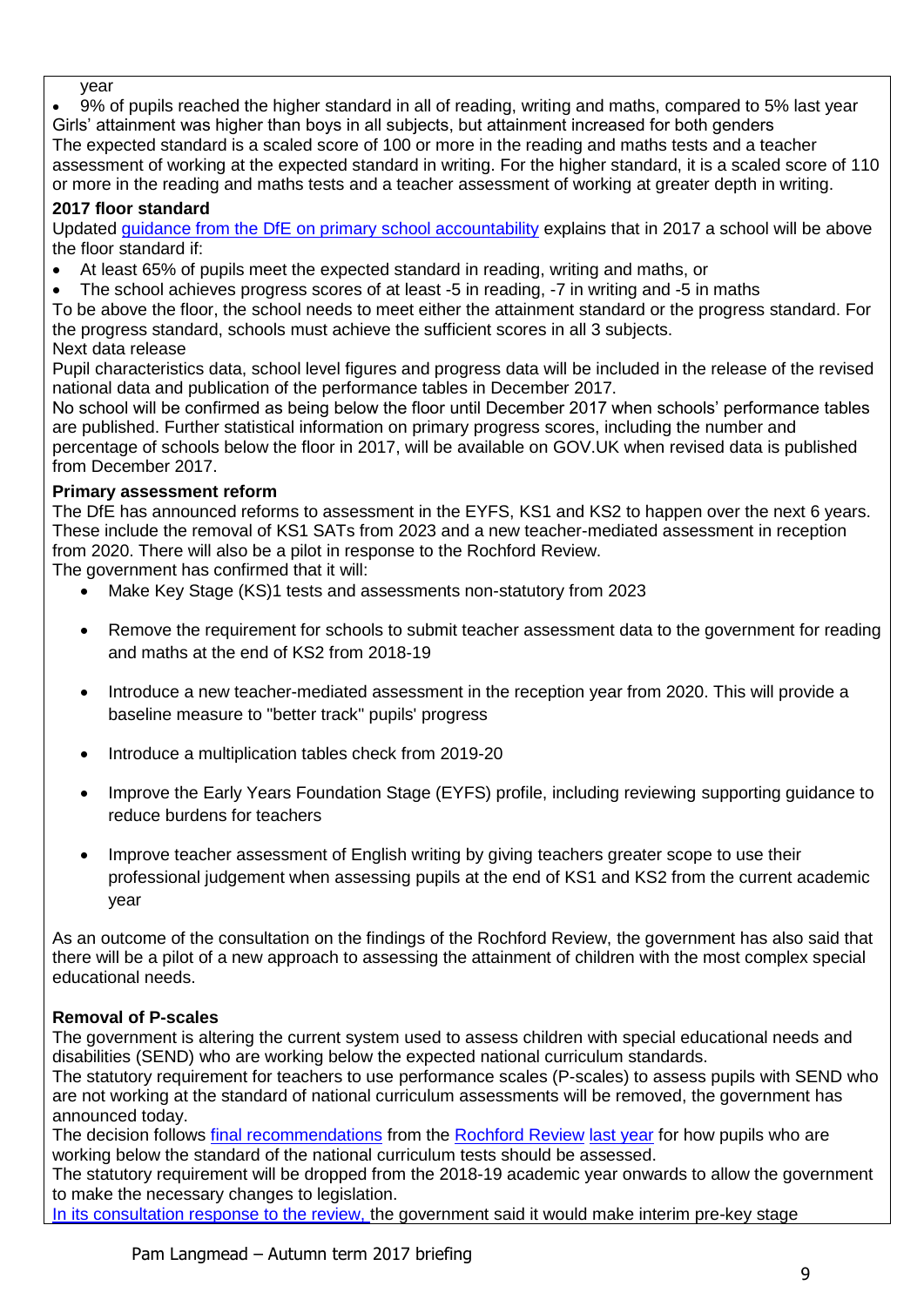year

- 9% of pupils reached the higher standard in all of reading, writing and maths, compared to 5% last year

Girls' attainment was higher than boys in all subjects, but attainment increased for both genders

The expected standard is a scaled score of 100 or more in the reading and maths tests and a teacher assessment of working at the expected standard in writing. For the higher standard, it is a scaled score of 110 or more in the reading and maths tests and a teacher assessment of working at greater depth in writing.

**2017 floor standard**

Updated guidance from the DfE on primary school accountability explains that in 2017 a school will be above the floor standard if:

- At least 65% of pupils meet the expected standard in reading, writing and maths, or
- The school achieves progress scores of at least -5 in reading, -7 in writing and -5 in maths

To be above the floor, the school needs to meet either the attainment standard or the progress standard. For the progress standard, schools must achieve the sufficient scores in all 3 subjects.

Next data release

Pupil characteristics data, school level figures and progress data will be included in the release of the revised national data and publication of the performance tables in December 2017.

No school will be confirmed as being below the floor until December 2017 when schools' performance tables are published. Further statistical information on primary progress scores, including the number and percentage of schools below the floor in 2017, will be available on GOV.UK when revised data is published from December 2017.

**Primary assessment reform**

The DfE has announced reforms to assessment in the EYFS, KS1 and KS2 to happen over the next 6 years. These include the removal of KS1 SATs from 2023 and a new teacher-mediated assessment in reception from 2020. There will also be a pilot in response to the Rochford Review.

The government has confirmed that it will:

- Make Key Stage (KS)1 tests and assessments non-statutory from 2023
- Remove the requirement for schools to submit teacher assessment data to the government for reading and maths at the end of KS2 from 2018-19
- Introduce a new teacher-mediated assessment in the reception year from 2020. This will provide a baseline measure to "better track" pupils' progress
- Introduce a multiplication tables check from 2019-20
- Improve the Early Years Foundation Stage (EYFS) profile, including reviewing supporting guidance to reduce burdens for teachers
- Improve teacher assessment of English writing by giving teachers greater scope to use their professional judgement when assessing pupils at the end of KS1 and KS2 from the current academic year

As an outcome of the consultation on the findings of the Rochford Review, the government has also said that there will be a pilot of a new approach to assessing the attainment of children with the most complex special educational needs.

**Removal of P-scales**

The government is altering the current system used to assess children with special educational needs and disabilities (SEND) who are working below the expected national curriculum standards.

The statutory requirement for teachers to use performance scales (P-scales) to assess pupils with SEND who are not working at the standard of national curriculum assessments will be removed, the government has announced today.

The decision follows final recommendations from the Rochford Review last year for how pupils who are working below the standard of the national curriculum tests should be assessed.

The statutory requirement will be dropped from the 2018-19 academic year onwards to allow the government to make the necessary changes to legislation.

In its consultation response to the review, the government said it would make interim pre-key stage

Pam Langmead – Autumn term 2017 briefing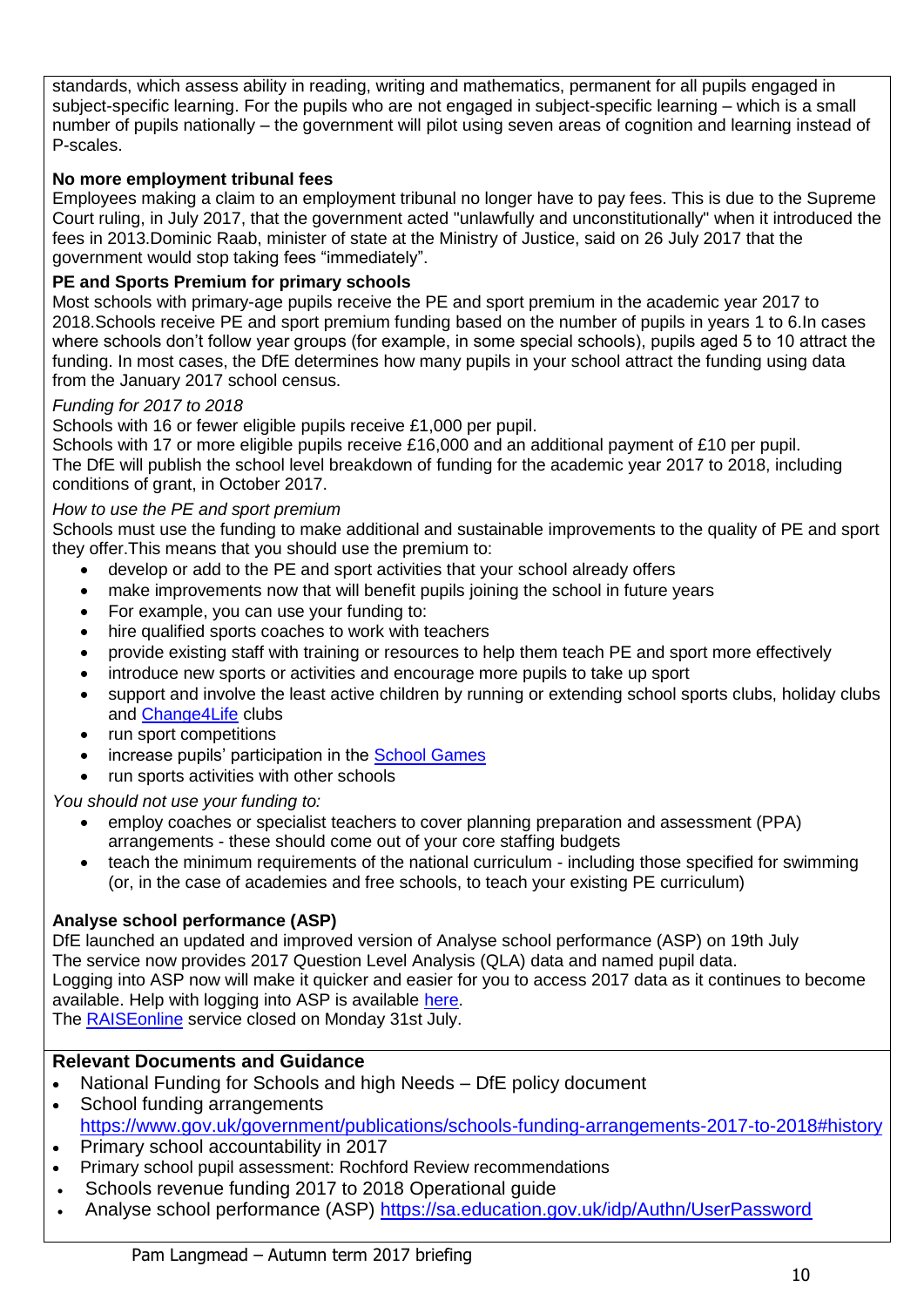standards, which assess ability in reading, writing and mathematics, permanent for all pupils engaged in subject-specific learning. For the pupils who are not engaged in subject-specific learning – which is a small number of pupils nationally – the government will pilot using seven areas of cognition and learning instead of P-scales.

**No more employment tribunal fees**

Employees making a claim to an employment tribunal no longer have to pay fees. This is due to the Supreme Court ruling, in July 2017, that the government acted "unlawfully and unconstitutionally" when it introduced the fees in 2013.Dominic Raab, minister of state at the Ministry of Justice, said on 26 July 2017 that the government would stop taking fees "immediately".

**PE and Sports Premium for primary schools**

Most schools with primary-age pupils receive the PE and sport premium in the academic year 2017 to 2018.Schools receive PE and sport premium funding based on the number of pupils in years 1 to 6.In cases where schools don't follow year groups (for example, in some special schools), pupils aged 5 to 10 attract the funding. In most cases, the DfE determines how many pupils in your school attract the funding using data from the January 2017 school census.

*Funding for 2017 to 2018*

Schools with 16 or fewer eligible pupils receive £1,000 per pupil.
Schools with 17 or more eligible pupils receive £16,000 and an additional payment of £10 per pupil.
The DfE will publish the school level breakdown of funding for the academic year 2017 to 2018, including conditions of grant, in October 2017.

*How to use the PE and sport premium*

Schools must use the funding to make additional and sustainable improvements to the quality of PE and sport they offer.This means that you should use the premium to:

- develop or add to the PE and sport activities that your school already offers
- make improvements now that will benefit pupils joining the school in future years
- For example, you can use your funding to:
- hire qualified sports coaches to work with teachers
- provide existing staff with training or resources to help them teach PE and sport more effectively
- introduce new sports or activities and encourage more pupils to take up sport
- support and involve the least active children by running or extending school sports clubs, holiday clubs and [Change4Life]() clubs
- run sport competitions
- increase pupils' participation in the [School Games]()
- run sports activities with other schools

*You should not use your funding to:*

- employ coaches or specialist teachers to cover planning preparation and assessment (PPA) arrangements - these should come out of your core staffing budgets
- teach the minimum requirements of the national curriculum - including those specified for swimming (or, in the case of academies and free schools, to teach your existing PE curriculum)

**Analyse school performance (ASP)**

DfE launched an updated and improved version of Analyse school performance (ASP) on 19th July
The service now provides 2017 Question Level Analysis (QLA) data and named pupil data.
Logging into ASP now will make it quicker and easier for you to access 2017 data as it continues to become available. Help with logging into ASP is available [here]().
The [RAISEonline]() service closed on Monday 31st July.

**Relevant Documents and Guidance**

- National Funding for Schools and high Needs – DfE policy document
- School funding arrangements https://www.gov.uk/government/publications/schools-funding-arrangements-2017-to-2018#history
- Primary school accountability in 2017
- Primary school pupil assessment: Rochford Review recommendations
- Schools revenue funding 2017 to 2018 Operational guide
- Analyse school performance (ASP) https://sa.education.gov.uk/idp/Authn/UserPassword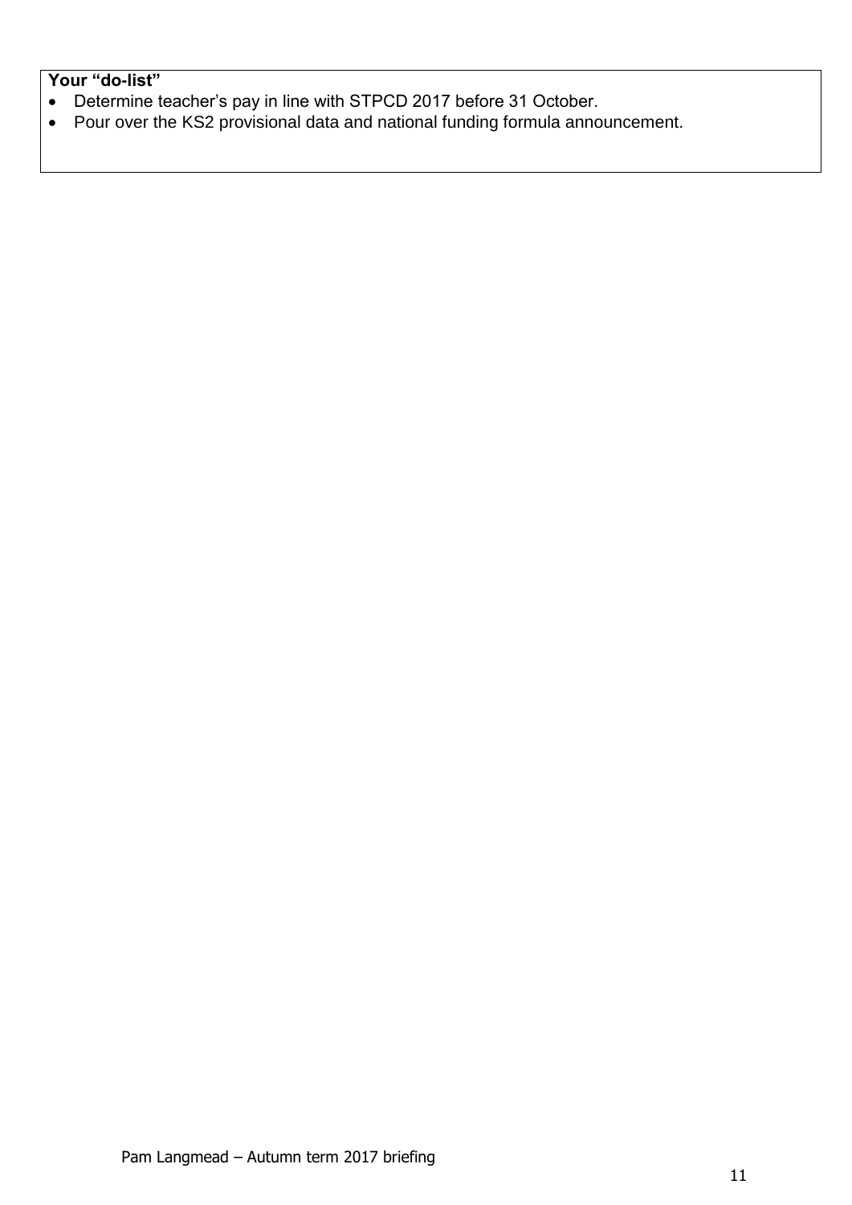**Your "do-list"**

- Determine teacher's pay in line with STPCD 2017 before 31 October.
- Pour over the KS2 provisional data and national funding formula announcement.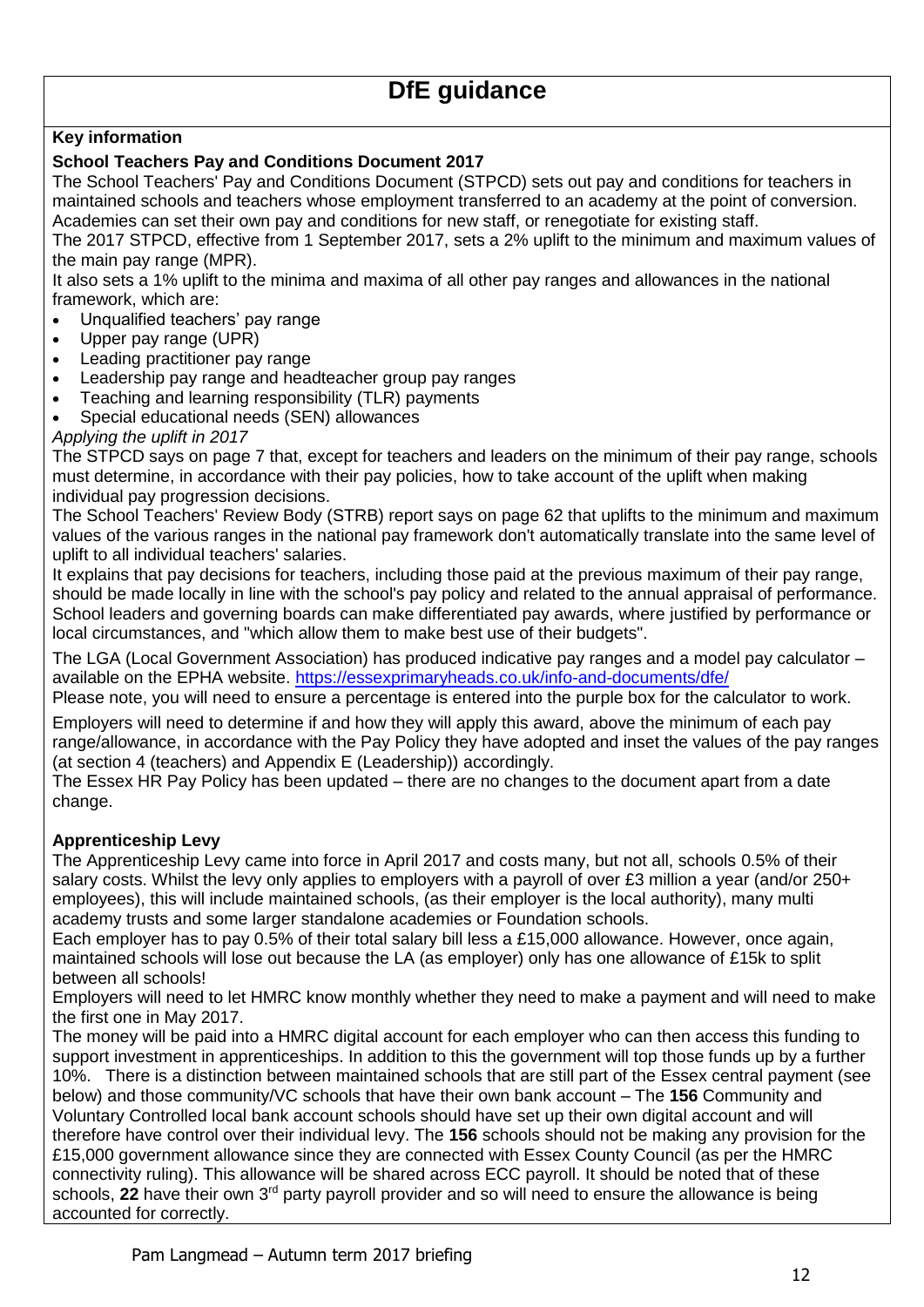# DfE guidance

**Key information**

**School Teachers Pay and Conditions Document 2017**

The School Teachers' Pay and Conditions Document (STPCD) sets out pay and conditions for teachers in maintained schools and teachers whose employment transferred to an academy at the point of conversion. Academies can set their own pay and conditions for new staff, or renegotiate for existing staff.

The 2017 STPCD, effective from 1 September 2017, sets a 2% uplift to the minimum and maximum values of the main pay range (MPR).

It also sets a 1% uplift to the minima and maxima of all other pay ranges and allowances in the national framework, which are:

- Unqualified teachers' pay range
- Upper pay range (UPR)
- Leading practitioner pay range
- Leadership pay range and headteacher group pay ranges
- Teaching and learning responsibility (TLR) payments
- Special educational needs (SEN) allowances

*Applying the uplift in 2017*

The STPCD says on page 7 that, except for teachers and leaders on the minimum of their pay range, schools must determine, in accordance with their pay policies, how to take account of the uplift when making individual pay progression decisions.

The School Teachers' Review Body (STRB) report says on page 62 that uplifts to the minimum and maximum values of the various ranges in the national pay framework don't automatically translate into the same level of uplift to all individual teachers' salaries.

It explains that pay decisions for teachers, including those paid at the previous maximum of their pay range, should be made locally in line with the school's pay policy and related to the annual appraisal of performance. School leaders and governing boards can make differentiated pay awards, where justified by performance or local circumstances, and "which allow them to make best use of their budgets".

The LGA (Local Government Association) has produced indicative pay ranges and a model pay calculator – available on the EPHA website. https://essexprimaryheads.co.uk/info-and-documents/dfe/

Please note, you will need to ensure a percentage is entered into the purple box for the calculator to work.

Employers will need to determine if and how they will apply this award, above the minimum of each pay range/allowance, in accordance with the Pay Policy they have adopted and inset the values of the pay ranges (at section 4 (teachers) and Appendix E (Leadership)) accordingly.

The Essex HR Pay Policy has been updated – there are no changes to the document apart from a date change.

**Apprenticeship Levy**

The Apprenticeship Levy came into force in April 2017 and costs many, but not all, schools 0.5% of their salary costs. Whilst the levy only applies to employers with a payroll of over £3 million a year (and/or 250+ employees), this will include maintained schools, (as their employer is the local authority), many multi academy trusts and some larger standalone academies or Foundation schools.

Each employer has to pay 0.5% of their total salary bill less a £15,000 allowance. However, once again, maintained schools will lose out because the LA (as employer) only has one allowance of £15k to split between all schools!

Employers will need to let HMRC know monthly whether they need to make a payment and will need to make the first one in May 2017.

The money will be paid into a HMRC digital account for each employer who can then access this funding to support investment in apprenticeships. In addition to this the government will top those funds up by a further 10%. There is a distinction between maintained schools that are still part of the Essex central payment (see below) and those community/VC schools that have their own bank account – The **156** Community and Voluntary Controlled local bank account schools should have set up their own digital account and will therefore have control over their individual levy. The **156** schools should not be making any provision for the £15,000 government allowance since they are connected with Essex County Council (as per the HMRC connectivity ruling). This allowance will be shared across ECC payroll. It should be noted that of these schools, **22** have their own 3rd party payroll provider and so will need to ensure the allowance is being accounted for correctly.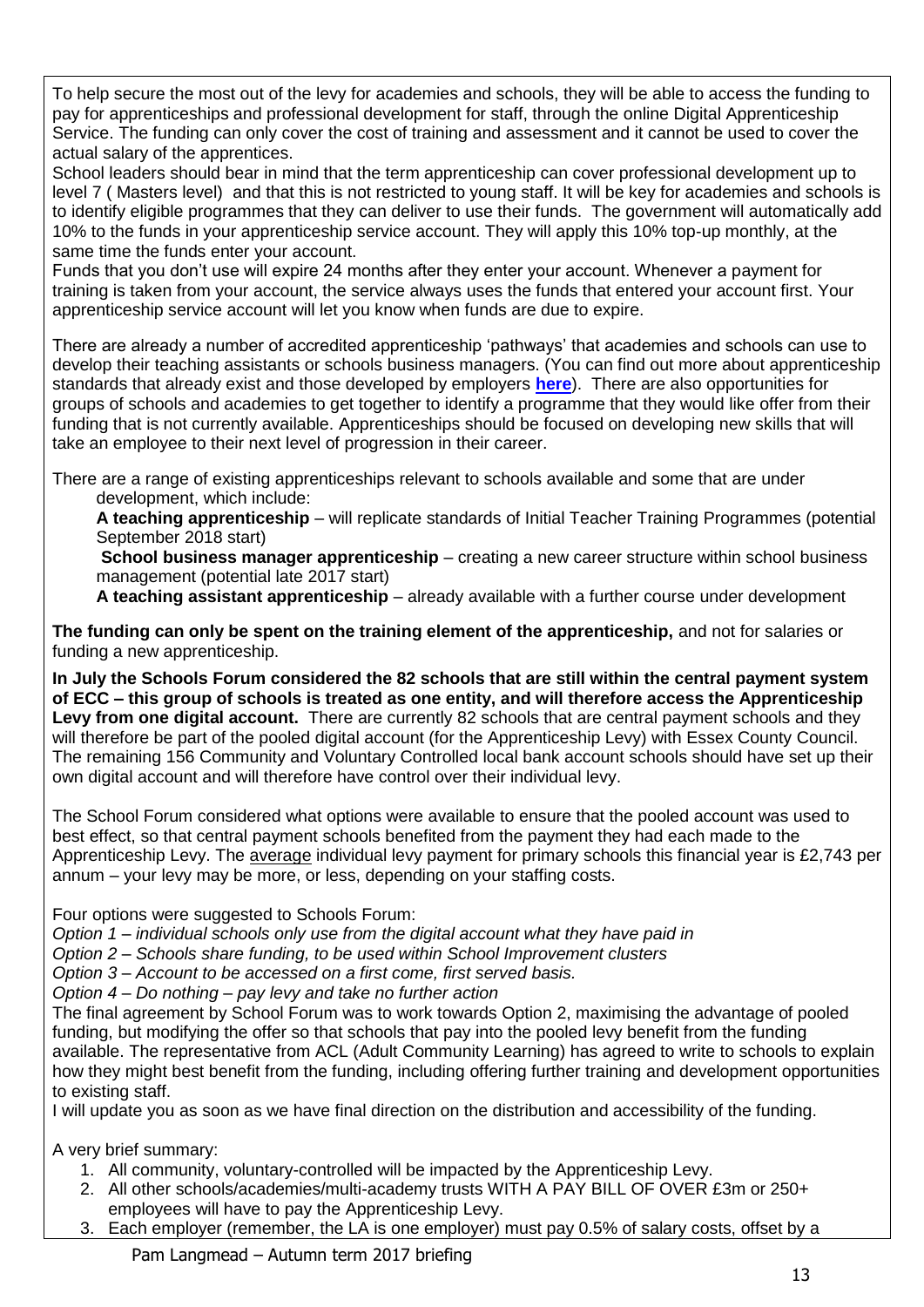To help secure the most out of the levy for academies and schools, they will be able to access the funding to pay for apprenticeships and professional development for staff, through the online Digital Apprenticeship Service. The funding can only cover the cost of training and assessment and it cannot be used to cover the actual salary of the apprentices.

School leaders should bear in mind that the term apprenticeship can cover professional development up to level 7 ( Masters level) and that this is not restricted to young staff. It will be key for academies and schools is to identify eligible programmes that they can deliver to use their funds. The government will automatically add 10% to the funds in your apprenticeship service account. They will apply this 10% top-up monthly, at the same time the funds enter your account.

Funds that you don't use will expire 24 months after they enter your account. Whenever a payment for training is taken from your account, the service always uses the funds that entered your account first. Your apprenticeship service account will let you know when funds are due to expire.

There are already a number of accredited apprenticeship 'pathways' that academies and schools can use to develop their teaching assistants or schools business managers. (You can find out more about apprenticeship standards that already exist and those developed by employers **here**). There are also opportunities for groups of schools and academies to get together to identify a programme that they would like offer from their funding that is not currently available. Apprenticeships should be focused on developing new skills that will take an employee to their next level of progression in their career.

There are a range of existing apprenticeships relevant to schools available and some that are under development, which include:

**A teaching apprenticeship** – will replicate standards of Initial Teacher Training Programmes (potential September 2018 start)

**School business manager apprenticeship** – creating a new career structure within school business management (potential late 2017 start)

**A teaching assistant apprenticeship** – already available with a further course under development

**The funding can only be spent on the training element of the apprenticeship,** and not for salaries or funding a new apprenticeship.

**In July the Schools Forum considered the 82 schools that are still within the central payment system of ECC – this group of schools is treated as one entity, and will therefore access the Apprenticeship Levy from one digital account.** There are currently 82 schools that are central payment schools and they will therefore be part of the pooled digital account (for the Apprenticeship Levy) with Essex County Council. The remaining 156 Community and Voluntary Controlled local bank account schools should have set up their own digital account and will therefore have control over their individual levy.

The School Forum considered what options were available to ensure that the pooled account was used to best effect, so that central payment schools benefited from the payment they had each made to the Apprenticeship Levy. The average individual levy payment for primary schools this financial year is £2,743 per annum – your levy may be more, or less, depending on your staffing costs.

Four options were suggested to Schools Forum:

*Option 1 – individual schools only use from the digital account what they have paid in*

*Option 2 – Schools share funding, to be used within School Improvement clusters*

*Option 3 – Account to be accessed on a first come, first served basis.*

*Option 4 – Do nothing – pay levy and take no further action*

The final agreement by School Forum was to work towards Option 2, maximising the advantage of pooled funding, but modifying the offer so that schools that pay into the pooled levy benefit from the funding available. The representative from ACL (Adult Community Learning) has agreed to write to schools to explain how they might best benefit from the funding, including offering further training and development opportunities to existing staff.

I will update you as soon as we have final direction on the distribution and accessibility of the funding.

A very brief summary:

1. All community, voluntary-controlled will be impacted by the Apprenticeship Levy.
2. All other schools/academies/multi-academy trusts WITH A PAY BILL OF OVER £3m or 250+ employees will have to pay the Apprenticeship Levy.
3. Each employer (remember, the LA is one employer) must pay 0.5% of salary costs, offset by a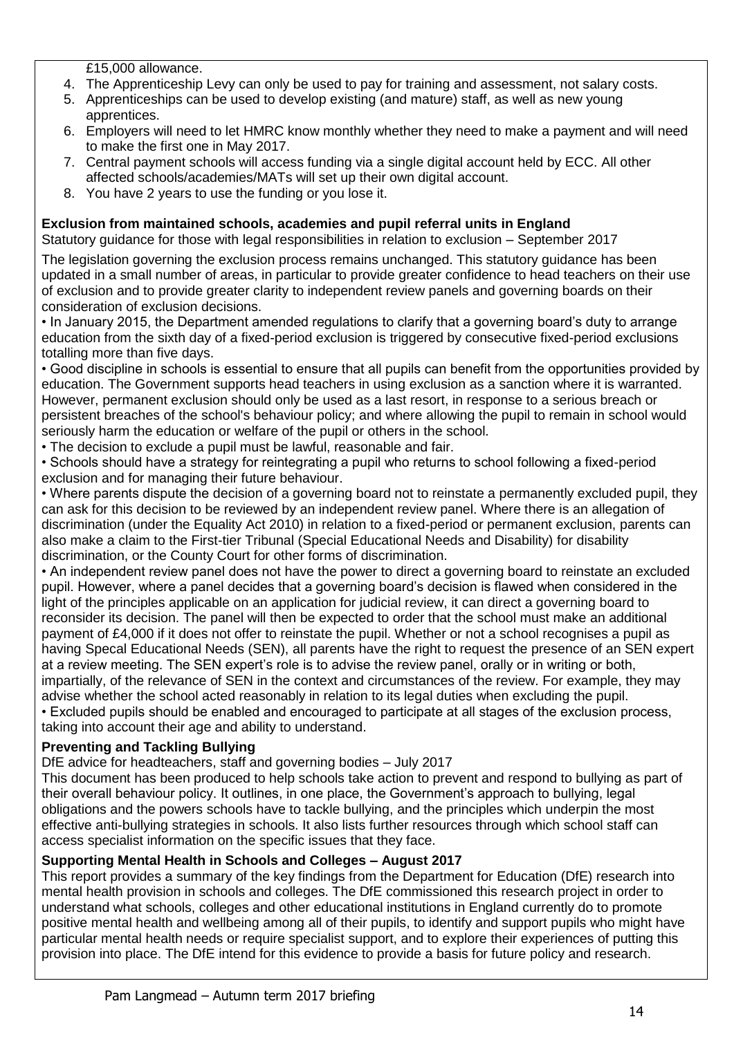£15,000 allowance.

4. The Apprenticeship Levy can only be used to pay for training and assessment, not salary costs.
5. Apprenticeships can be used to develop existing (and mature) staff, as well as new young apprentices.
6. Employers will need to let HMRC know monthly whether they need to make a payment and will need to make the first one in May 2017.
7. Central payment schools will access funding via a single digital account held by ECC. All other affected schools/academies/MATs will set up their own digital account.
8. You have 2 years to use the funding or you lose it.

**Exclusion from maintained schools, academies and pupil referral units in England**

Statutory guidance for those with legal responsibilities in relation to exclusion – September 2017

The legislation governing the exclusion process remains unchanged. This statutory guidance has been updated in a small number of areas, in particular to provide greater confidence to head teachers on their use of exclusion and to provide greater clarity to independent review panels and governing boards on their consideration of exclusion decisions.

• In January 2015, the Department amended regulations to clarify that a governing board's duty to arrange education from the sixth day of a fixed-period exclusion is triggered by consecutive fixed-period exclusions totalling more than five days.

• Good discipline in schools is essential to ensure that all pupils can benefit from the opportunities provided by education. The Government supports head teachers in using exclusion as a sanction where it is warranted. However, permanent exclusion should only be used as a last resort, in response to a serious breach or persistent breaches of the school's behaviour policy; and where allowing the pupil to remain in school would seriously harm the education or welfare of the pupil or others in the school.

• The decision to exclude a pupil must be lawful, reasonable and fair.

• Schools should have a strategy for reintegrating a pupil who returns to school following a fixed-period exclusion and for managing their future behaviour.

• Where parents dispute the decision of a governing board not to reinstate a permanently excluded pupil, they can ask for this decision to be reviewed by an independent review panel. Where there is an allegation of discrimination (under the Equality Act 2010) in relation to a fixed-period or permanent exclusion, parents can also make a claim to the First-tier Tribunal (Special Educational Needs and Disability) for disability discrimination, or the County Court for other forms of discrimination.

• An independent review panel does not have the power to direct a governing board to reinstate an excluded pupil. However, where a panel decides that a governing board's decision is flawed when considered in the light of the principles applicable on an application for judicial review, it can direct a governing board to reconsider its decision. The panel will then be expected to order that the school must make an additional payment of £4,000 if it does not offer to reinstate the pupil. Whether or not a school recognises a pupil as having Specal Educational Needs (SEN), all parents have the right to request the presence of an SEN expert at a review meeting. The SEN expert's role is to advise the review panel, orally or in writing or both, impartially, of the relevance of SEN in the context and circumstances of the review. For example, they may advise whether the school acted reasonably in relation to its legal duties when excluding the pupil.

• Excluded pupils should be enabled and encouraged to participate at all stages of the exclusion process, taking into account their age and ability to understand.

**Preventing and Tackling Bullying**

DfE advice for headteachers, staff and governing bodies – July 2017

This document has been produced to help schools take action to prevent and respond to bullying as part of their overall behaviour policy. It outlines, in one place, the Government's approach to bullying, legal obligations and the powers schools have to tackle bullying, and the principles which underpin the most effective anti-bullying strategies in schools. It also lists further resources through which school staff can access specialist information on the specific issues that they face.

**Supporting Mental Health in Schools and Colleges – August 2017**

This report provides a summary of the key findings from the Department for Education (DfE) research into mental health provision in schools and colleges. The DfE commissioned this research project in order to understand what schools, colleges and other educational institutions in England currently do to promote positive mental health and wellbeing among all of their pupils, to identify and support pupils who might have particular mental health needs or require specialist support, and to explore their experiences of putting this provision into place. The DfE intend for this evidence to provide a basis for future policy and research.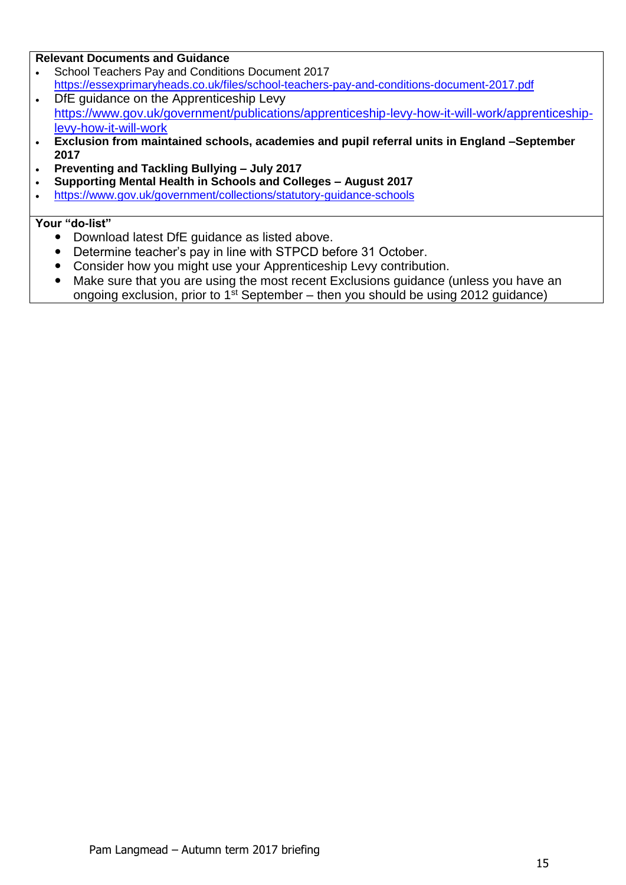**Relevant Documents and Guidance**

- School Teachers Pay and Conditions Document 2017
  https://essexprimaryheads.co.uk/files/school-teachers-pay-and-conditions-document-2017.pdf
- DfE guidance on the Apprenticeship Levy
  https://www.gov.uk/government/publications/apprenticeship-levy-how-it-will-work/apprenticeship-levy-how-it-will-work
- **Exclusion from maintained schools, academies and pupil referral units in England –September 2017**
- **Preventing and Tackling Bullying – July 2017**
- **Supporting Mental Health in Schools and Colleges – August 2017**
- https://www.gov.uk/government/collections/statutory-guidance-schools

**Your "do-list"**

- Download latest DfE guidance as listed above.
- Determine teacher's pay in line with STPCD before 31 October.
- Consider how you might use your Apprenticeship Levy contribution.
- Make sure that you are using the most recent Exclusions guidance (unless you have an ongoing exclusion, prior to 1st September – then you should be using 2012 guidance)

Pam Langmead – Autumn term 2017 briefing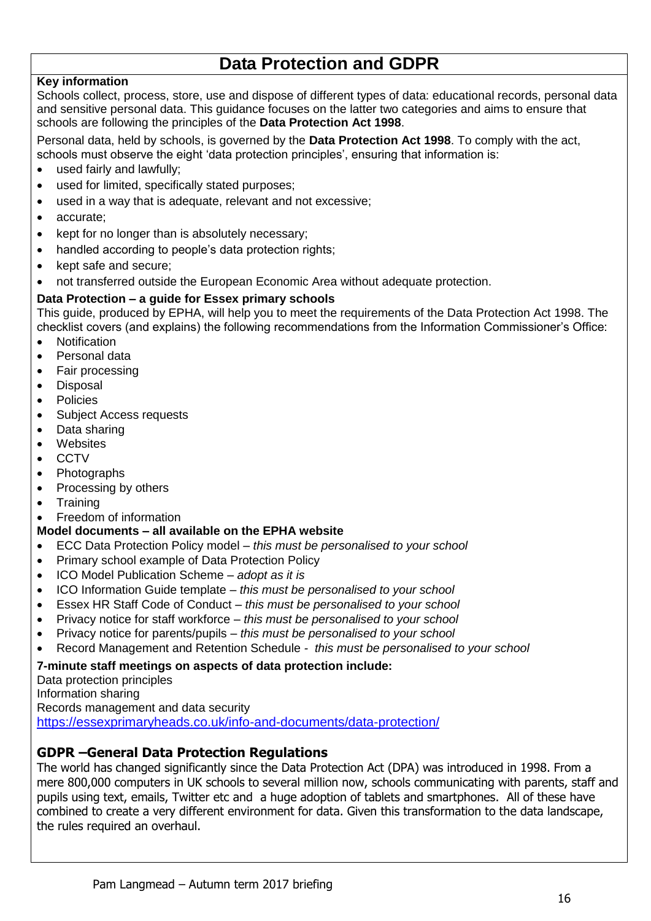# Data Protection and GDPR

**Key information**

Schools collect, process, store, use and dispose of different types of data: educational records, personal data and sensitive personal data. This guidance focuses on the latter two categories and aims to ensure that schools are following the principles of the **Data Protection Act 1998**.

Personal data, held by schools, is governed by the **Data Protection Act 1998**. To comply with the act, schools must observe the eight 'data protection principles', ensuring that information is:

- used fairly and lawfully;
- used for limited, specifically stated purposes;
- used in a way that is adequate, relevant and not excessive;
- accurate;
- kept for no longer than is absolutely necessary;
- handled according to people's data protection rights;
- kept safe and secure;
- not transferred outside the European Economic Area without adequate protection.

**Data Protection – a guide for Essex primary schools**

This guide, produced by EPHA, will help you to meet the requirements of the Data Protection Act 1998. The checklist covers (and explains) the following recommendations from the Information Commissioner's Office:

- Notification
- Personal data
- Fair processing
- Disposal
- Policies
- Subject Access requests
- Data sharing
- Websites
- CCTV
- Photographs
- Processing by others
- Training
- Freedom of information

**Model documents – all available on the EPHA website**

- ECC Data Protection Policy model – *this must be personalised to your school*
- Primary school example of Data Protection Policy
- ICO Model Publication Scheme – *adopt as it is*
- ICO Information Guide template – *this must be personalised to your school*
- Essex HR Staff Code of Conduct – *this must be personalised to your school*
- Privacy notice for staff workforce – *this must be personalised to your school*
- Privacy notice for parents/pupils – *this must be personalised to your school*
- Record Management and Retention Schedule - *this must be personalised to your school*

**7-minute staff meetings on aspects of data protection include:**

Data protection principles
Information sharing
Records management and data security
https://essexprimaryheads.co.uk/info-and-documents/data-protection/

## GDPR –General Data Protection Regulations

The world has changed significantly since the Data Protection Act (DPA) was introduced in 1998. From a mere 800,000 computers in UK schools to several million now, schools communicating with parents, staff and pupils using text, emails, Twitter etc and a huge adoption of tablets and smartphones. All of these have combined to create a very different environment for data. Given this transformation to the data landscape, the rules required an overhaul.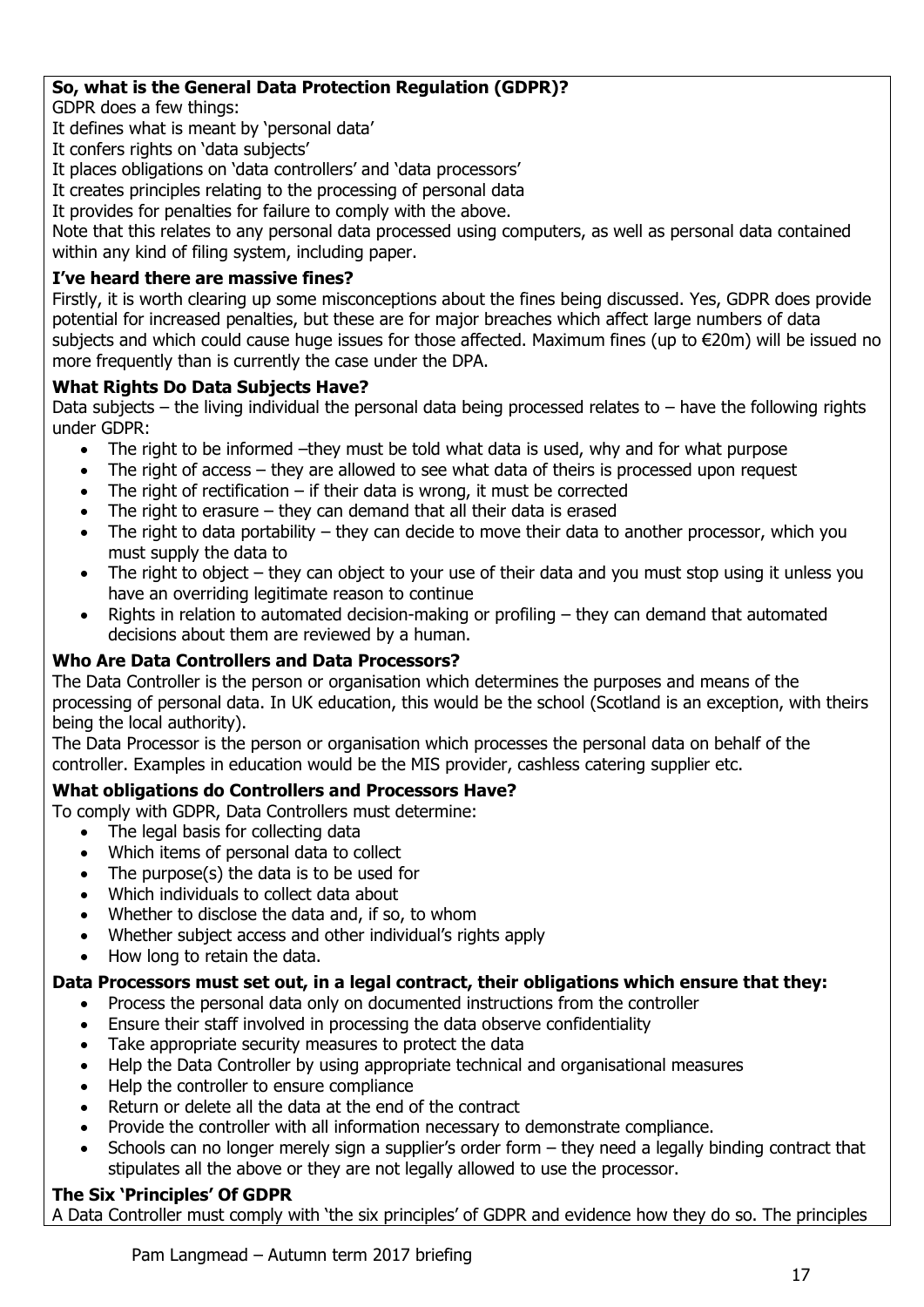**So, what is the General Data Protection Regulation (GDPR)?**

GDPR does a few things:

It defines what is meant by 'personal data'

It confers rights on 'data subjects'

It places obligations on 'data controllers' and 'data processors'

It creates principles relating to the processing of personal data

It provides for penalties for failure to comply with the above.

Note that this relates to any personal data processed using computers, as well as personal data contained within any kind of filing system, including paper.

**I've heard there are massive fines?**

Firstly, it is worth clearing up some misconceptions about the fines being discussed. Yes, GDPR does provide potential for increased penalties, but these are for major breaches which affect large numbers of data subjects and which could cause huge issues for those affected. Maximum fines (up to €20m) will be issued no more frequently than is currently the case under the DPA.

**What Rights Do Data Subjects Have?**

Data subjects – the living individual the personal data being processed relates to – have the following rights under GDPR:

- The right to be informed –they must be told what data is used, why and for what purpose
- The right of access – they are allowed to see what data of theirs is processed upon request
- The right of rectification – if their data is wrong, it must be corrected
- The right to erasure – they can demand that all their data is erased
- The right to data portability – they can decide to move their data to another processor, which you must supply the data to
- The right to object – they can object to your use of their data and you must stop using it unless you have an overriding legitimate reason to continue
- Rights in relation to automated decision-making or profiling – they can demand that automated decisions about them are reviewed by a human.

**Who Are Data Controllers and Data Processors?**

The Data Controller is the person or organisation which determines the purposes and means of the processing of personal data. In UK education, this would be the school (Scotland is an exception, with theirs being the local authority).

The Data Processor is the person or organisation which processes the personal data on behalf of the controller. Examples in education would be the MIS provider, cashless catering supplier etc.

**What obligations do Controllers and Processors Have?**

To comply with GDPR, Data Controllers must determine:

- The legal basis for collecting data
- Which items of personal data to collect
- The purpose(s) the data is to be used for
- Which individuals to collect data about
- Whether to disclose the data and, if so, to whom
- Whether subject access and other individual's rights apply
- How long to retain the data.

**Data Processors must set out, in a legal contract, their obligations which ensure that they:**

- Process the personal data only on documented instructions from the controller
- Ensure their staff involved in processing the data observe confidentiality
- Take appropriate security measures to protect the data
- Help the Data Controller by using appropriate technical and organisational measures
- Help the controller to ensure compliance
- Return or delete all the data at the end of the contract
- Provide the controller with all information necessary to demonstrate compliance.
- Schools can no longer merely sign a supplier's order form – they need a legally binding contract that stipulates all the above or they are not legally allowed to use the processor.

**The Six 'Principles' Of GDPR**

A Data Controller must comply with 'the six principles' of GDPR and evidence how they do so. The principles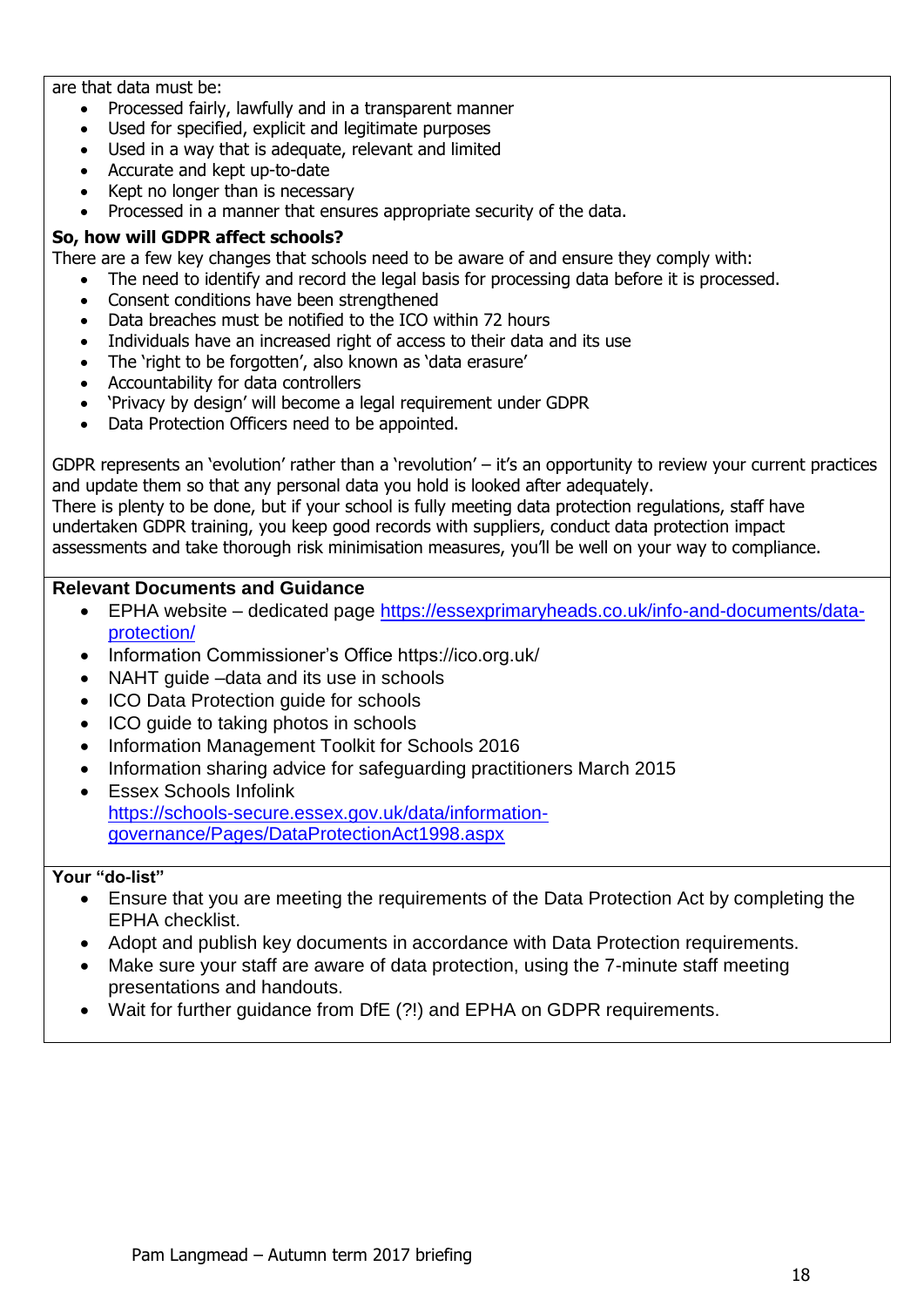are that data must be:

- Processed fairly, lawfully and in a transparent manner
- Used for specified, explicit and legitimate purposes
- Used in a way that is adequate, relevant and limited
- Accurate and kept up-to-date
- Kept no longer than is necessary
- Processed in a manner that ensures appropriate security of the data.

**So, how will GDPR affect schools?**

There are a few key changes that schools need to be aware of and ensure they comply with:

- The need to identify and record the legal basis for processing data before it is processed.
- Consent conditions have been strengthened
- Data breaches must be notified to the ICO within 72 hours
- Individuals have an increased right of access to their data and its use
- The 'right to be forgotten', also known as 'data erasure'
- Accountability for data controllers
- 'Privacy by design' will become a legal requirement under GDPR
- Data Protection Officers need to be appointed.

GDPR represents an 'evolution' rather than a 'revolution' – it's an opportunity to review your current practices and update them so that any personal data you hold is looked after adequately.
There is plenty to be done, but if your school is fully meeting data protection regulations, staff have undertaken GDPR training, you keep good records with suppliers, conduct data protection impact assessments and take thorough risk minimisation measures, you'll be well on your way to compliance.

**Relevant Documents and Guidance**

- EPHA website – dedicated page https://essexprimaryheads.co.uk/info-and-documents/data-protection/
- Information Commissioner's Office https://ico.org.uk/
- NAHT guide –data and its use in schools
- ICO Data Protection guide for schools
- ICO guide to taking photos in schools
- Information Management Toolkit for Schools 2016
- Information sharing advice for safeguarding practitioners March 2015
- Essex Schools Infolink https://schools-secure.essex.gov.uk/data/information-governance/Pages/DataProtectionAct1998.aspx

**Your "do-list"**

- Ensure that you are meeting the requirements of the Data Protection Act by completing the EPHA checklist.
- Adopt and publish key documents in accordance with Data Protection requirements.
- Make sure your staff are aware of data protection, using the 7-minute staff meeting presentations and handouts.
- Wait for further guidance from DfE (?!) and EPHA on GDPR requirements.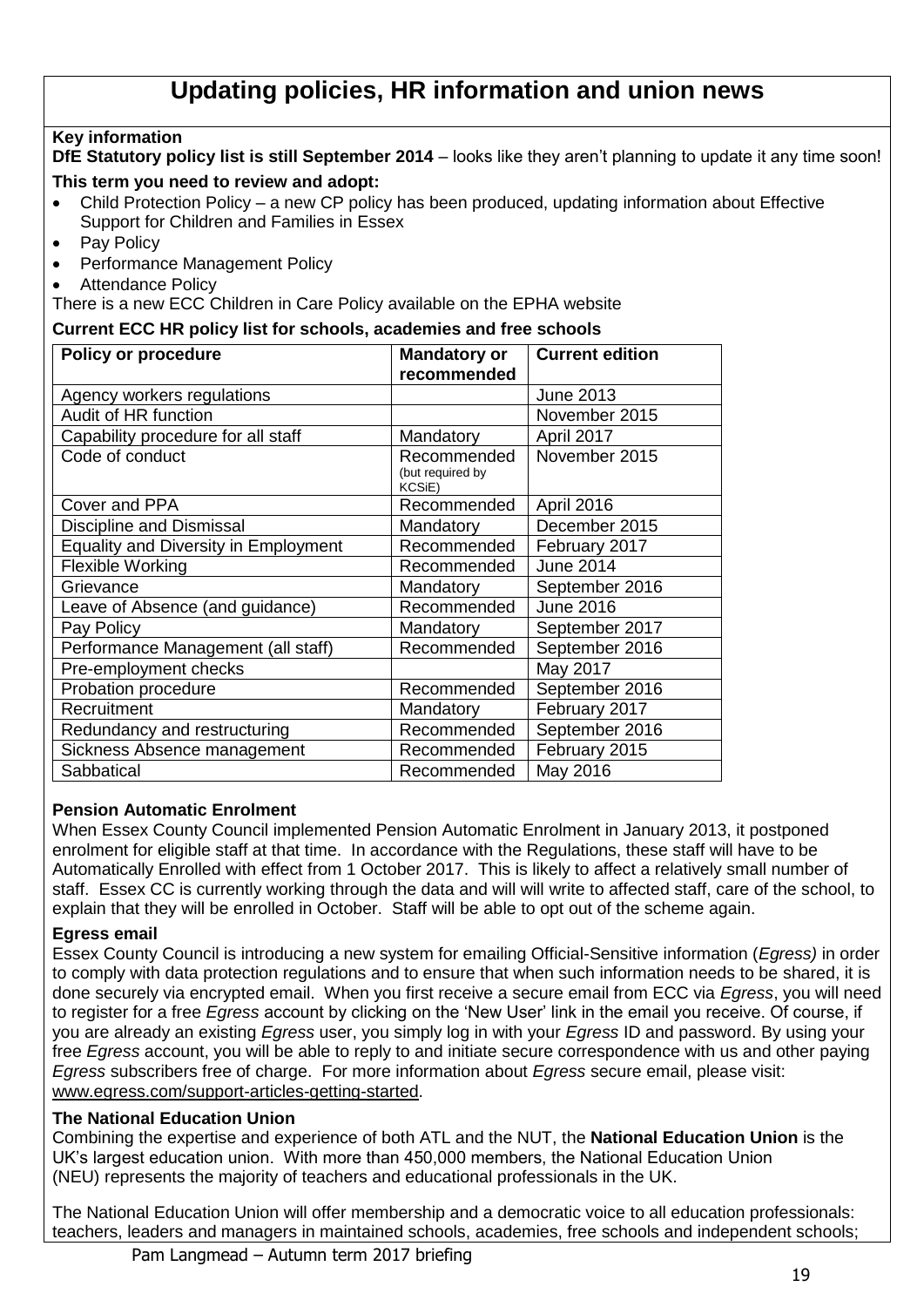# Updating policies, HR information and union news

**Key information**

**DfE Statutory policy list is still September 2014** – looks like they aren't planning to update it any time soon!

**This term you need to review and adopt:**

- Child Protection Policy – a new CP policy has been produced, updating information about Effective Support for Children and Families in Essex
- Pay Policy
- Performance Management Policy
- Attendance Policy

There is a new ECC Children in Care Policy available on the EPHA website

**Current ECC HR policy list for schools, academies and free schools**

| Policy or procedure | Mandatory or recommended | Current edition |
|---|---|---|
| Agency workers regulations | | June 2013 |
| Audit of HR function | | November 2015 |
| Capability procedure for all staff | Mandatory | April 2017 |
| Code of conduct | Recommended (but required by KCSiE) | November 2015 |
| Cover and PPA | Recommended | April 2016 |
| Discipline and Dismissal | Mandatory | December 2015 |
| Equality and Diversity in Employment | Recommended | February 2017 |
| Flexible Working | Recommended | June 2014 |
| Grievance | Mandatory | September 2016 |
| Leave of Absence (and guidance) | Recommended | June 2016 |
| Pay Policy | Mandatory | September 2017 |
| Performance Management (all staff) | Recommended | September 2016 |
| Pre-employment checks | | May 2017 |
| Probation procedure | Recommended | September 2016 |
| Recruitment | Mandatory | February 2017 |
| Redundancy and restructuring | Recommended | September 2016 |
| Sickness Absence management | Recommended | February 2015 |
| Sabbatical | Recommended | May 2016 |

**Pension Automatic Enrolment**

When Essex County Council implemented Pension Automatic Enrolment in January 2013, it postponed enrolment for eligible staff at that time. In accordance with the Regulations, these staff will have to be Automatically Enrolled with effect from 1 October 2017. This is likely to affect a relatively small number of staff. Essex CC is currently working through the data and will will write to affected staff, care of the school, to explain that they will be enrolled in October. Staff will be able to opt out of the scheme again.

**Egress email**

Essex County Council is introducing a new system for emailing Official-Sensitive information (*Egress)* in order to comply with data protection regulations and to ensure that when such information needs to be shared, it is done securely via encrypted email. When you first receive a secure email from ECC via *Egress*, you will need to register for a free *Egress* account by clicking on the 'New User' link in the email you receive. Of course, if you are already an existing *Egress* user, you simply log in with your *Egress* ID and password. By using your free *Egress* account, you will be able to reply to and initiate secure correspondence with us and other paying *Egress* subscribers free of charge. For more information about *Egress* secure email, please visit: www.egress.com/support-articles-getting-started.

**The National Education Union**

Combining the expertise and experience of both ATL and the NUT, the **National Education Union** is the UK's largest education union. With more than 450,000 members, the National Education Union (NEU) represents the majority of teachers and educational professionals in the UK.

The National Education Union will offer membership and a democratic voice to all education professionals: teachers, leaders and managers in maintained schools, academies, free schools and independent schools;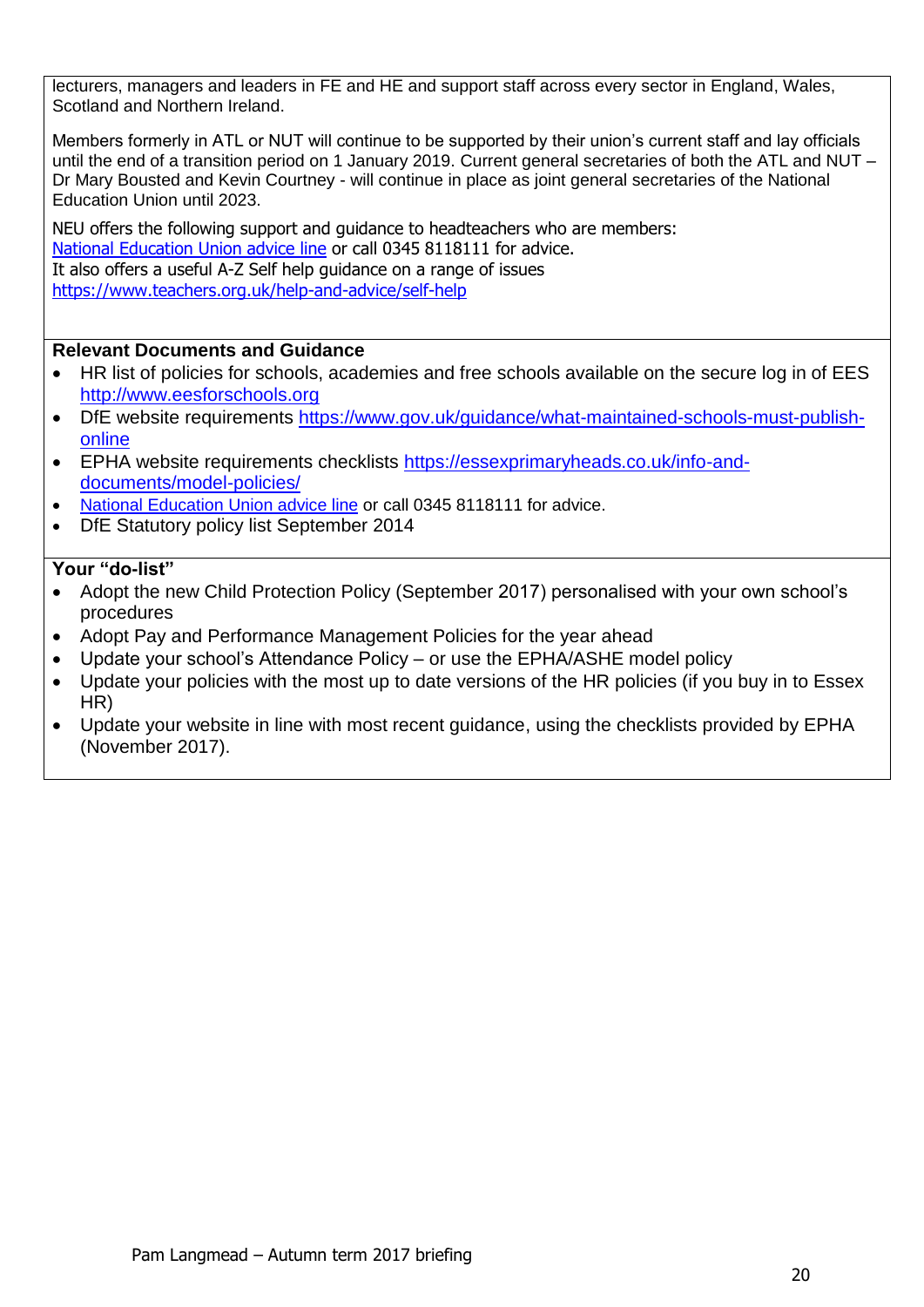lecturers, managers and leaders in FE and HE and support staff across every sector in England, Wales, Scotland and Northern Ireland.

Members formerly in ATL or NUT will continue to be supported by their union's current staff and lay officials until the end of a transition period on 1 January 2019. Current general secretaries of both the ATL and NUT – Dr Mary Bousted and Kevin Courtney - will continue in place as joint general secretaries of the National Education Union until 2023.

NEU offers the following support and guidance to headteachers who are members:
National Education Union advice line or call 0345 8118111 for advice.
It also offers a useful A-Z Self help guidance on a range of issues
https://www.teachers.org.uk/help-and-advice/self-help

**Relevant Documents and Guidance**

- HR list of policies for schools, academies and free schools available on the secure log in of EES http://www.eesforschools.org
- DfE website requirements https://www.gov.uk/guidance/what-maintained-schools-must-publish-online
- EPHA website requirements checklists https://essexprimaryheads.co.uk/info-and-documents/model-policies/
- National Education Union advice line or call 0345 8118111 for advice.
- DfE Statutory policy list September 2014

**Your "do-list"**

- Adopt the new Child Protection Policy (September 2017) personalised with your own school's procedures
- Adopt Pay and Performance Management Policies for the year ahead
- Update your school's Attendance Policy – or use the EPHA/ASHE model policy
- Update your policies with the most up to date versions of the HR policies (if you buy in to Essex HR)
- Update your website in line with most recent guidance, using the checklists provided by EPHA (November 2017).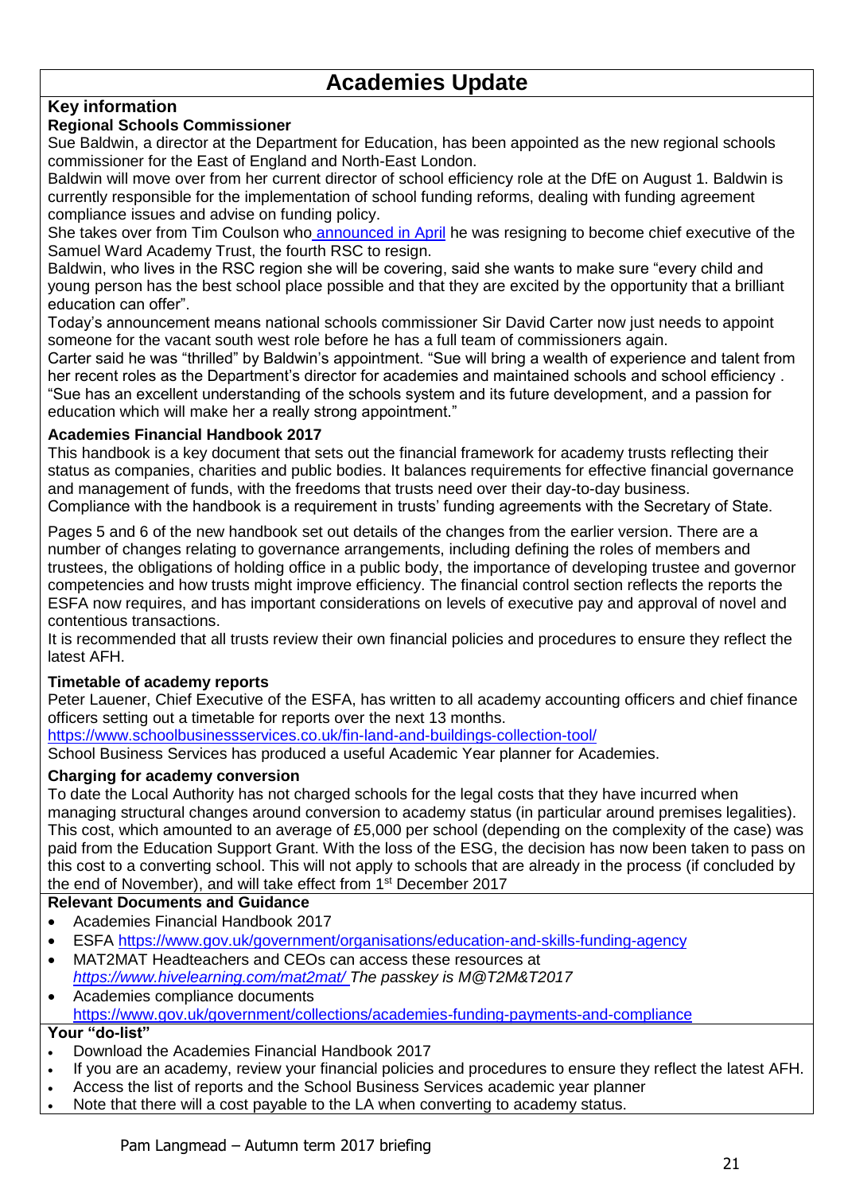# Academies Update

## Key information

**Regional Schools Commissioner**

Sue Baldwin, a director at the Department for Education, has been appointed as the new regional schools commissioner for the East of England and North-East London.

Baldwin will move over from her current director of school efficiency role at the DfE on August 1. Baldwin is currently responsible for the implementation of school funding reforms, dealing with funding agreement compliance issues and advise on funding policy.

She takes over from Tim Coulson who announced in April he was resigning to become chief executive of the Samuel Ward Academy Trust, the fourth RSC to resign.

Baldwin, who lives in the RSC region she will be covering, said she wants to make sure "every child and young person has the best school place possible and that they are excited by the opportunity that a brilliant education can offer".

Today's announcement means national schools commissioner Sir David Carter now just needs to appoint someone for the vacant south west role before he has a full team of commissioners again.

Carter said he was "thrilled" by Baldwin's appointment. "Sue will bring a wealth of experience and talent from her recent roles as the Department's director for academies and maintained schools and school efficiency . "Sue has an excellent understanding of the schools system and its future development, and a passion for education which will make her a really strong appointment."

**Academies Financial Handbook 2017**

This handbook is a key document that sets out the financial framework for academy trusts reflecting their status as companies, charities and public bodies. It balances requirements for effective financial governance and management of funds, with the freedoms that trusts need over their day-to-day business.

Compliance with the handbook is a requirement in trusts' funding agreements with the Secretary of State.

Pages 5 and 6 of the new handbook set out details of the changes from the earlier version. There are a number of changes relating to governance arrangements, including defining the roles of members and trustees, the obligations of holding office in a public body, the importance of developing trustee and governor competencies and how trusts might improve efficiency. The financial control section reflects the reports the ESFA now requires, and has important considerations on levels of executive pay and approval of novel and contentious transactions.

It is recommended that all trusts review their own financial policies and procedures to ensure they reflect the latest AFH.

**Timetable of academy reports**

Peter Lauener, Chief Executive of the ESFA, has written to all academy accounting officers and chief finance officers setting out a timetable for reports over the next 13 months.

https://www.schoolbusinessservices.co.uk/fin-land-and-buildings-collection-tool/

School Business Services has produced a useful Academic Year planner for Academies.

**Charging for academy conversion**

To date the Local Authority has not charged schools for the legal costs that they have incurred when managing structural changes around conversion to academy status (in particular around premises legalities). This cost, which amounted to an average of £5,000 per school (depending on the complexity of the case) was paid from the Education Support Grant. With the loss of the ESG, the decision has now been taken to pass on this cost to a converting school. This will not apply to schools that are already in the process (if concluded by the end of November), and will take effect from 1st December 2017

## Relevant Documents and Guidance

- Academies Financial Handbook 2017
- ESFA https://www.gov.uk/government/organisations/education-and-skills-funding-agency
- MAT2MAT Headteachers and CEOs can access these resources at *https://www.hivelearning.com/mat2mat/ The passkey is M@T2M&T2017*
- Academies compliance documents https://www.gov.uk/government/collections/academies-funding-payments-and-compliance

## Your "do-list"

- Download the Academies Financial Handbook 2017
- If you are an academy, review your financial policies and procedures to ensure they reflect the latest AFH.
- Access the list of reports and the School Business Services academic year planner
- Note that there will a cost payable to the LA when converting to academy status.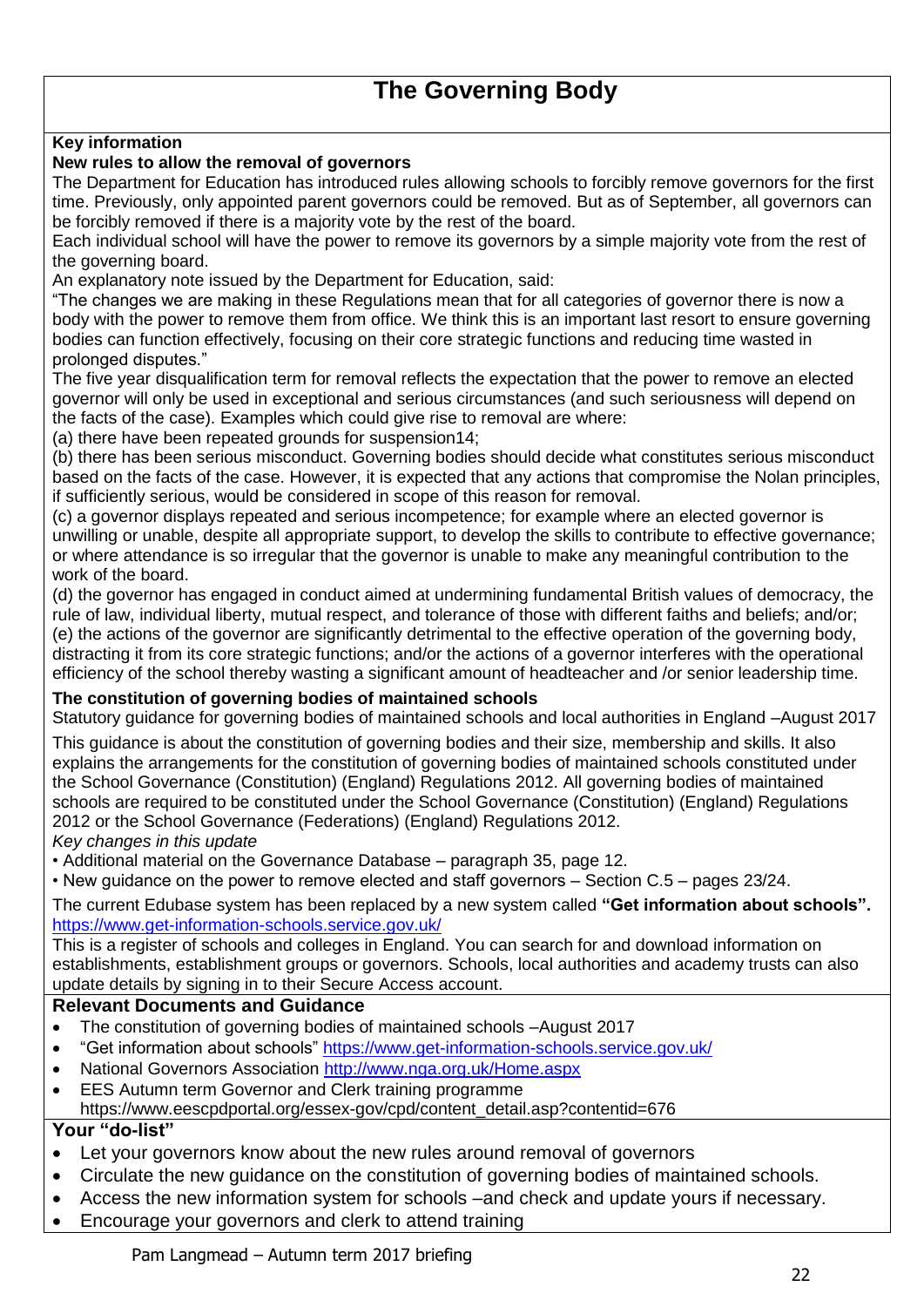# The Governing Body

**Key information**

**New rules to allow the removal of governors**

The Department for Education has introduced rules allowing schools to forcibly remove governors for the first time. Previously, only appointed parent governors could be removed. But as of September, all governors can be forcibly removed if there is a majority vote by the rest of the board.

Each individual school will have the power to remove its governors by a simple majority vote from the rest of the governing board.

An explanatory note issued by the Department for Education, said:

"The changes we are making in these Regulations mean that for all categories of governor there is now a body with the power to remove them from office. We think this is an important last resort to ensure governing bodies can function effectively, focusing on their core strategic functions and reducing time wasted in prolonged disputes."

The five year disqualification term for removal reflects the expectation that the power to remove an elected governor will only be used in exceptional and serious circumstances (and such seriousness will depend on the facts of the case). Examples which could give rise to removal are where:

(a) there have been repeated grounds for suspension14;

(b) there has been serious misconduct. Governing bodies should decide what constitutes serious misconduct based on the facts of the case. However, it is expected that any actions that compromise the Nolan principles, if sufficiently serious, would be considered in scope of this reason for removal.

(c) a governor displays repeated and serious incompetence; for example where an elected governor is unwilling or unable, despite all appropriate support, to develop the skills to contribute to effective governance; or where attendance is so irregular that the governor is unable to make any meaningful contribution to the work of the board.

(d) the governor has engaged in conduct aimed at undermining fundamental British values of democracy, the rule of law, individual liberty, mutual respect, and tolerance of those with different faiths and beliefs; and/or;

(e) the actions of the governor are significantly detrimental to the effective operation of the governing body, distracting it from its core strategic functions; and/or the actions of a governor interferes with the operational efficiency of the school thereby wasting a significant amount of headteacher and /or senior leadership time.

**The constitution of governing bodies of maintained schools**

Statutory guidance for governing bodies of maintained schools and local authorities in England –August 2017

This guidance is about the constitution of governing bodies and their size, membership and skills. It also explains the arrangements for the constitution of governing bodies of maintained schools constituted under the School Governance (Constitution) (England) Regulations 2012. All governing bodies of maintained schools are required to be constituted under the School Governance (Constitution) (England) Regulations 2012 or the School Governance (Federations) (England) Regulations 2012.

*Key changes in this update*

- Additional material on the Governance Database – paragraph 35, page 12.
- New guidance on the power to remove elected and staff governors – Section C.5 – pages 23/24.

The current Edubase system has been replaced by a new system called **"Get information about schools".** https://www.get-information-schools.service.gov.uk/

This is a register of schools and colleges in England. You can search for and download information on establishments, establishment groups or governors. Schools, local authorities and academy trusts can also update details by signing in to their Secure Access account.

## Relevant Documents and Guidance

- The constitution of governing bodies of maintained schools –August 2017
- "Get information about schools" https://www.get-information-schools.service.gov.uk/
- National Governors Association http://www.nga.org.uk/Home.aspx
- EES Autumn term Governor and Clerk training programme https://www.eescpdportal.org/essex-gov/cpd/content_detail.asp?contentid=676

## Your "do-list"

- Let your governors know about the new rules around removal of governors
- Circulate the new guidance on the constitution of governing bodies of maintained schools.
- Access the new information system for schools –and check and update yours if necessary.
- Encourage your governors and clerk to attend training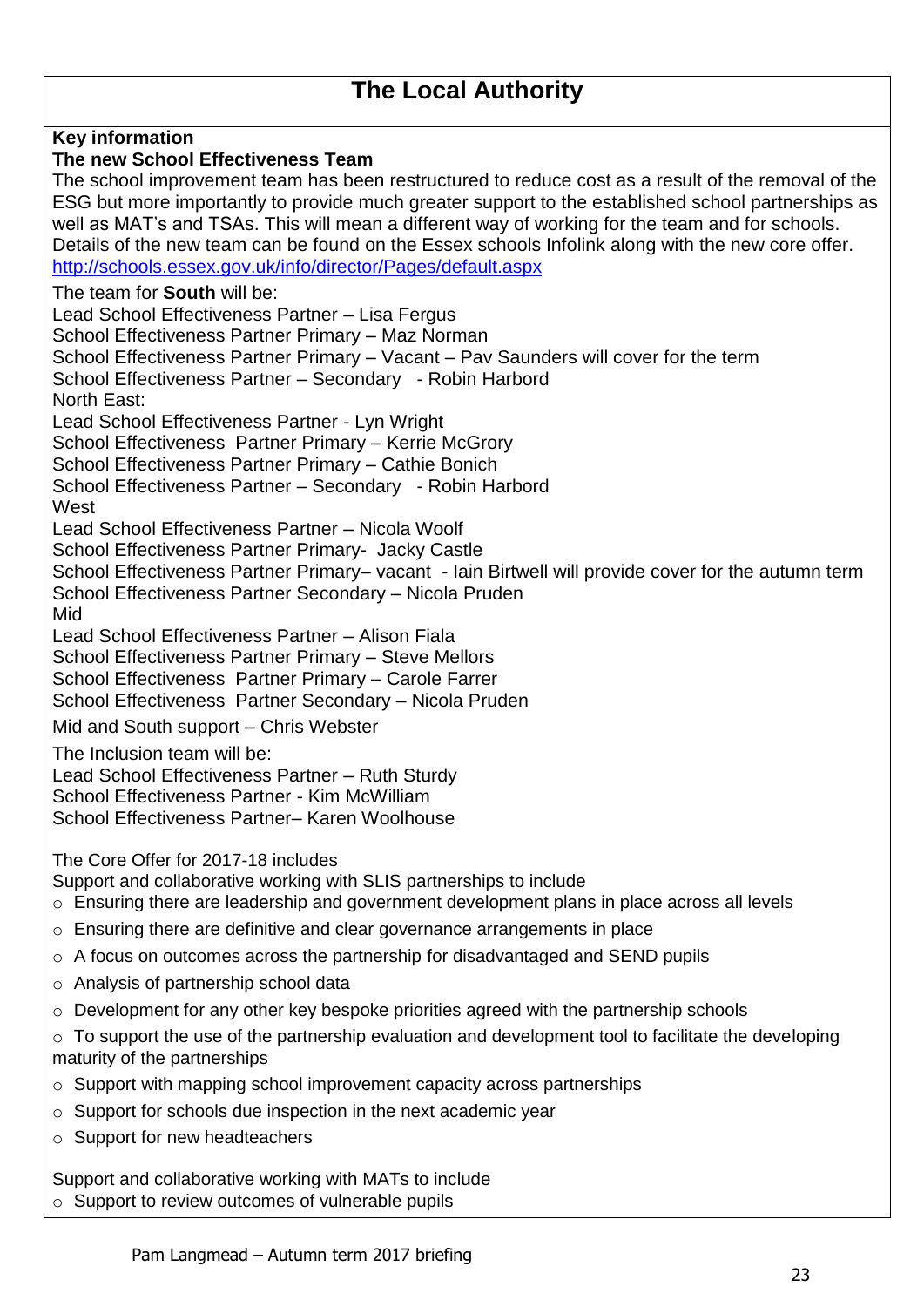# The Local Authority

**Key information**

**The new School Effectiveness Team**

The school improvement team has been restructured to reduce cost as a result of the removal of the ESG but more importantly to provide much greater support to the established school partnerships as well as MAT's and TSAs. This will mean a different way of working for the team and for schools. Details of the new team can be found on the Essex schools Infolink along with the new core offer. http://schools.essex.gov.uk/info/director/Pages/default.aspx

The team for **South** will be:
Lead School Effectiveness Partner – Lisa Fergus
School Effectiveness Partner Primary – Maz Norman
School Effectiveness Partner Primary – Vacant – Pav Saunders will cover for the term
School Effectiveness Partner – Secondary - Robin Harbord

North East:
Lead School Effectiveness Partner - Lyn Wright
School Effectiveness Partner Primary – Kerrie McGrory
School Effectiveness Partner Primary – Cathie Bonich
School Effectiveness Partner – Secondary - Robin Harbord

West
Lead School Effectiveness Partner – Nicola Woolf
School Effectiveness Partner Primary- Jacky Castle
School Effectiveness Partner Primary– vacant - Iain Birtwell will provide cover for the autumn term
School Effectiveness Partner Secondary – Nicola Pruden

Mid
Lead School Effectiveness Partner – Alison Fiala
School Effectiveness Partner Primary – Steve Mellors
School Effectiveness Partner Primary – Carole Farrer
School Effectiveness Partner Secondary – Nicola Pruden

Mid and South support – Chris Webster

The Inclusion team will be:
Lead School Effectiveness Partner – Ruth Sturdy
School Effectiveness Partner - Kim McWilliam
School Effectiveness Partner– Karen Woolhouse

The Core Offer for 2017-18 includes
Support and collaborative working with SLIS partnerships to include

- Ensuring there are leadership and government development plans in place across all levels
- Ensuring there are definitive and clear governance arrangements in place
- A focus on outcomes across the partnership for disadvantaged and SEND pupils
- Analysis of partnership school data
- Development for any other key bespoke priorities agreed with the partnership schools
- To support the use of the partnership evaluation and development tool to facilitate the developing maturity of the partnerships
- Support with mapping school improvement capacity across partnerships
- Support for schools due inspection in the next academic year
- Support for new headteachers

Support and collaborative working with MATs to include

- Support to review outcomes of vulnerable pupils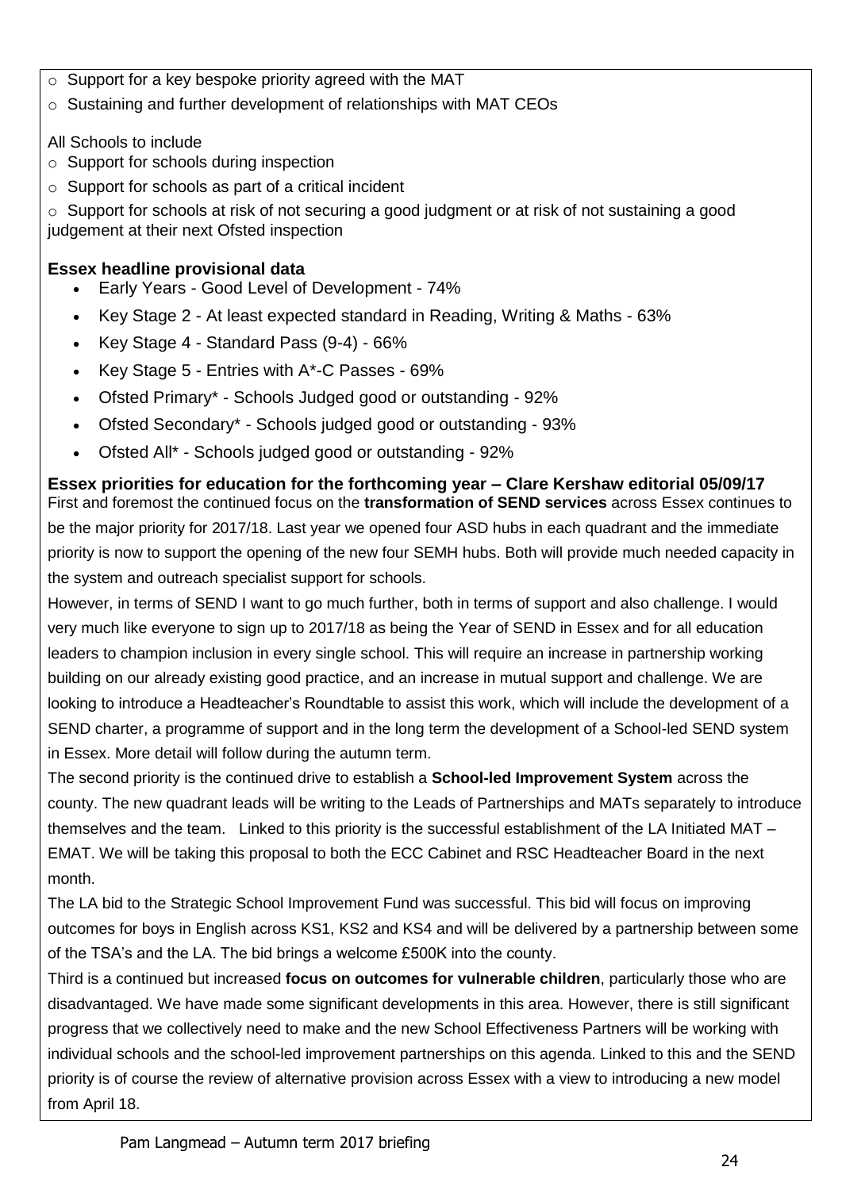- Support for a key bespoke priority agreed with the MAT
- Sustaining and further development of relationships with MAT CEOs

All Schools to include

- Support for schools during inspection
- Support for schools as part of a critical incident
- Support for schools at risk of not securing a good judgment or at risk of not sustaining a good judgement at their next Ofsted inspection

**Essex headline provisional data**

- Early Years - Good Level of Development - 74%
- Key Stage 2 - At least expected standard in Reading, Writing & Maths - 63%
- Key Stage 4 - Standard Pass (9-4) - 66%
- Key Stage 5 - Entries with A*-C Passes - 69%
- Ofsted Primary* - Schools Judged good or outstanding - 92%
- Ofsted Secondary* - Schools judged good or outstanding - 93%
- Ofsted All* - Schools judged good or outstanding - 92%

**Essex priorities for education for the forthcoming year – Clare Kershaw editorial 05/09/17**

First and foremost the continued focus on the **transformation of SEND services** across Essex continues to be the major priority for 2017/18. Last year we opened four ASD hubs in each quadrant and the immediate priority is now to support the opening of the new four SEMH hubs. Both will provide much needed capacity in the system and outreach specialist support for schools.

However, in terms of SEND I want to go much further, both in terms of support and also challenge. I would very much like everyone to sign up to 2017/18 as being the Year of SEND in Essex and for all education leaders to champion inclusion in every single school. This will require an increase in partnership working building on our already existing good practice, and an increase in mutual support and challenge. We are looking to introduce a Headteacher's Roundtable to assist this work, which will include the development of a SEND charter, a programme of support and in the long term the development of a School-led SEND system in Essex. More detail will follow during the autumn term.

The second priority is the continued drive to establish a **School-led Improvement System** across the county. The new quadrant leads will be writing to the Leads of Partnerships and MATs separately to introduce themselves and the team. Linked to this priority is the successful establishment of the LA Initiated MAT – EMAT. We will be taking this proposal to both the ECC Cabinet and RSC Headteacher Board in the next month.

The LA bid to the Strategic School Improvement Fund was successful. This bid will focus on improving outcomes for boys in English across KS1, KS2 and KS4 and will be delivered by a partnership between some of the TSA's and the LA. The bid brings a welcome £500K into the county.

Third is a continued but increased **focus on outcomes for vulnerable children**, particularly those who are disadvantaged. We have made some significant developments in this area. However, there is still significant progress that we collectively need to make and the new School Effectiveness Partners will be working with individual schools and the school-led improvement partnerships on this agenda. Linked to this and the SEND priority is of course the review of alternative provision across Essex with a view to introducing a new model from April 18.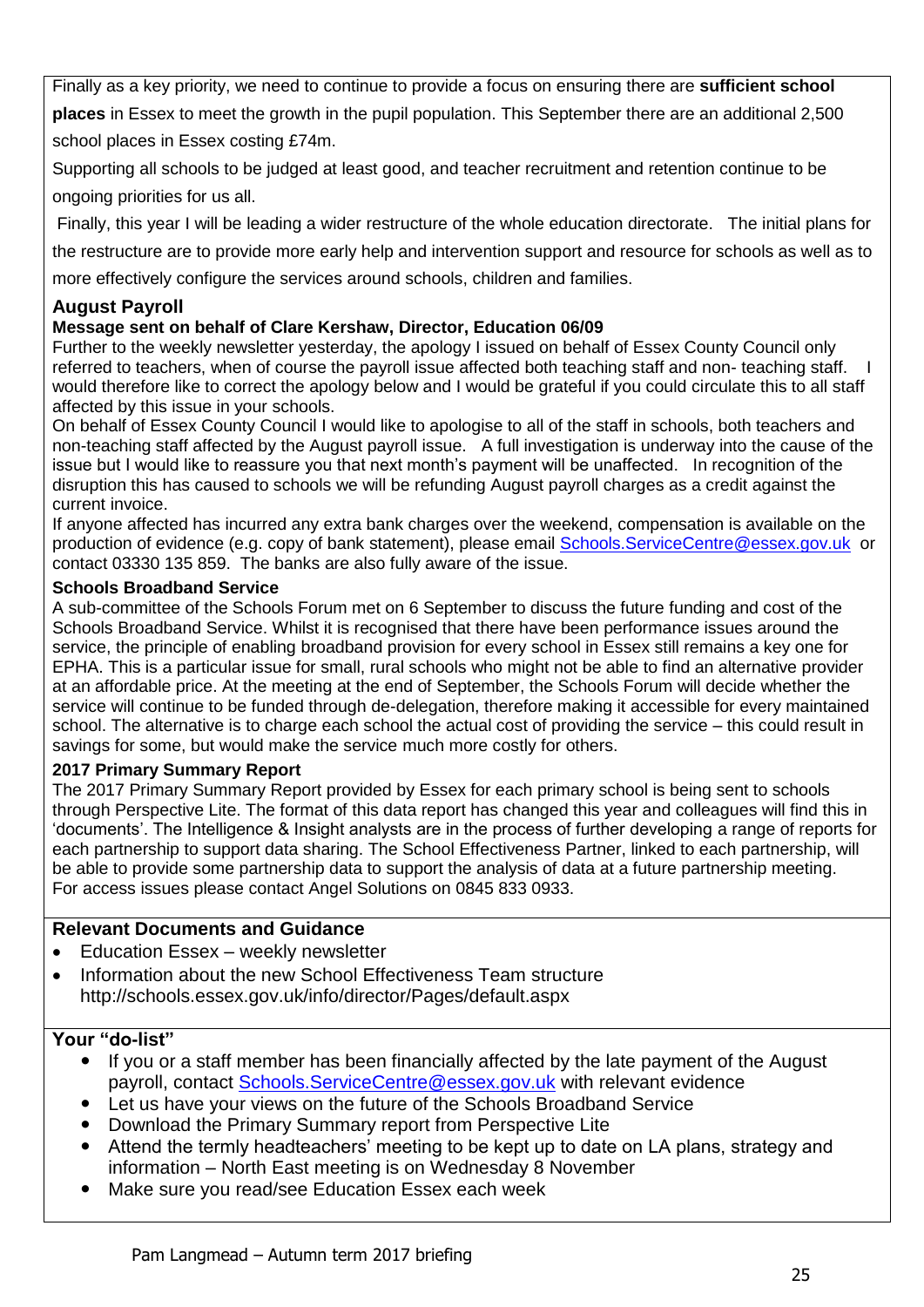Finally as a key priority, we need to continue to provide a focus on ensuring there are **sufficient school places** in Essex to meet the growth in the pupil population. This September there are an additional 2,500 school places in Essex costing £74m.

Supporting all schools to be judged at least good, and teacher recruitment and retention continue to be ongoing priorities for us all.

Finally, this year I will be leading a wider restructure of the whole education directorate. The initial plans for the restructure are to provide more early help and intervention support and resource for schools as well as to more effectively configure the services around schools, children and families.

## August Payroll

**Message sent on behalf of Clare Kershaw, Director, Education 06/09**

Further to the weekly newsletter yesterday, the apology I issued on behalf of Essex County Council only referred to teachers, when of course the payroll issue affected both teaching staff and non- teaching staff. I would therefore like to correct the apology below and I would be grateful if you could circulate this to all staff affected by this issue in your schools.

On behalf of Essex County Council I would like to apologise to all of the staff in schools, both teachers and non-teaching staff affected by the August payroll issue. A full investigation is underway into the cause of the issue but I would like to reassure you that next month's payment will be unaffected. In recognition of the disruption this has caused to schools we will be refunding August payroll charges as a credit against the current invoice.

If anyone affected has incurred any extra bank charges over the weekend, compensation is available on the production of evidence (e.g. copy of bank statement), please email Schools.ServiceCentre@essex.gov.uk or contact 03330 135 859. The banks are also fully aware of the issue.

**Schools Broadband Service**

A sub-committee of the Schools Forum met on 6 September to discuss the future funding and cost of the Schools Broadband Service. Whilst it is recognised that there have been performance issues around the service, the principle of enabling broadband provision for every school in Essex still remains a key one for EPHA. This is a particular issue for small, rural schools who might not be able to find an alternative provider at an affordable price. At the meeting at the end of September, the Schools Forum will decide whether the service will continue to be funded through de-delegation, therefore making it accessible for every maintained school. The alternative is to charge each school the actual cost of providing the service – this could result in savings for some, but would make the service much more costly for others.

**2017 Primary Summary Report**

The 2017 Primary Summary Report provided by Essex for each primary school is being sent to schools through Perspective Lite. The format of this data report has changed this year and colleagues will find this in 'documents'. The Intelligence & Insight analysts are in the process of further developing a range of reports for each partnership to support data sharing. The School Effectiveness Partner, linked to each partnership, will be able to provide some partnership data to support the analysis of data at a future partnership meeting. For access issues please contact Angel Solutions on 0845 833 0933.

## Relevant Documents and Guidance

- Education Essex – weekly newsletter
- Information about the new School Effectiveness Team structure http://schools.essex.gov.uk/info/director/Pages/default.aspx

## Your "do-list"

- If you or a staff member has been financially affected by the late payment of the August payroll, contact Schools.ServiceCentre@essex.gov.uk with relevant evidence
- Let us have your views on the future of the Schools Broadband Service
- Download the Primary Summary report from Perspective Lite
- Attend the termly headteachers' meeting to be kept up to date on LA plans, strategy and information – North East meeting is on Wednesday 8 November
- Make sure you read/see Education Essex each week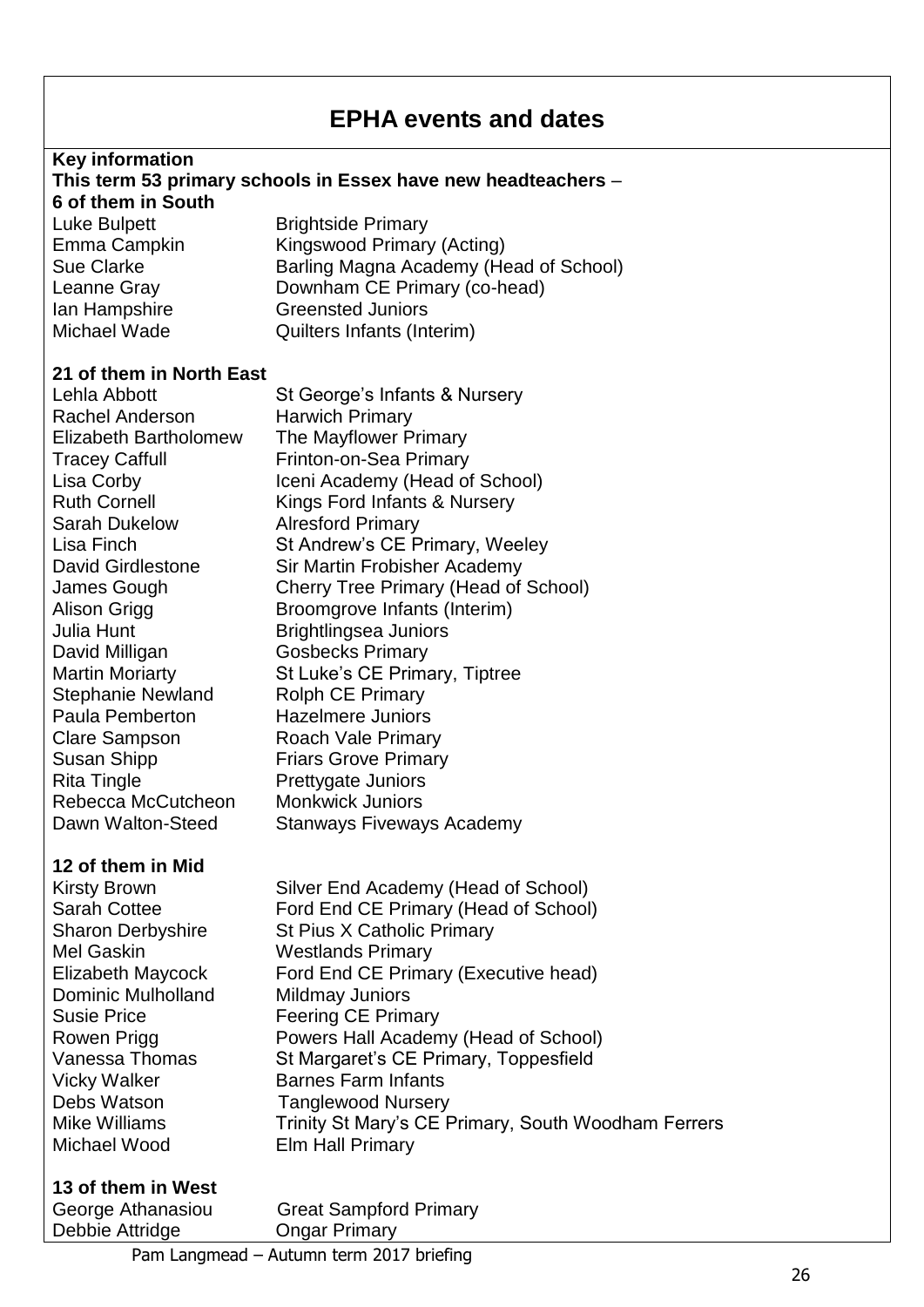# EPHA events and dates

**Key information**

**This term 53 primary schools in Essex have new headteachers –**

**6 of them in South**

| | |
|---|---|
| Luke Bulpett | Brightside Primary |
| Emma Campkin | Kingswood Primary (Acting) |
| Sue Clarke | Barling Magna Academy (Head of School) |
| Leanne Gray | Downham CE Primary (co-head) |
| Ian Hampshire | Greensted Juniors |
| Michael Wade | Quilters Infants (Interim) |

**21 of them in North East**

| | |
|---|---|
| Lehla Abbott | St George's Infants & Nursery |
| Rachel Anderson | Harwich Primary |
| Elizabeth Bartholomew | The Mayflower Primary |
| Tracey Caffull | Frinton-on-Sea Primary |
| Lisa Corby | Iceni Academy (Head of School) |
| Ruth Cornell | Kings Ford Infants & Nursery |
| Sarah Dukelow | Alresford Primary |
| Lisa Finch | St Andrew's CE Primary, Weeley |
| David Girdlestone | Sir Martin Frobisher Academy |
| James Gough | Cherry Tree Primary (Head of School) |
| Alison Grigg | Broomgrove Infants (Interim) |
| Julia Hunt | Brightlingsea Juniors |
| David Milligan | Gosbecks Primary |
| Martin Moriarty | St Luke's CE Primary, Tiptree |
| Stephanie Newland | Rolph CE Primary |
| Paula Pemberton | Hazelmere Juniors |
| Clare Sampson | Roach Vale Primary |
| Susan Shipp | Friars Grove Primary |
| Rita Tingle | Prettygate Juniors |
| Rebecca McCutcheon | Monkwick Juniors |
| Dawn Walton-Steed | Stanways Fiveways Academy |

**12 of them in Mid**

| | |
|---|---|
| Kirsty Brown | Silver End Academy (Head of School) |
| Sarah Cottee | Ford End CE Primary (Head of School) |
| Sharon Derbyshire | St Pius X Catholic Primary |
| Mel Gaskin | Westlands Primary |
| Elizabeth Maycock | Ford End CE Primary (Executive head) |
| Dominic Mulholland | Mildmay Juniors |
| Susie Price | Feering CE Primary |
| Rowen Prigg | Powers Hall Academy (Head of School) |
| Vanessa Thomas | St Margaret's CE Primary, Toppesfield |
| Vicky Walker | Barnes Farm Infants |
| Debs Watson | Tanglewood Nursery |
| Mike Williams | Trinity St Mary's CE Primary, South Woodham Ferrers |
| Michael Wood | Elm Hall Primary |

**13 of them in West**

| | |
|---|---|
| George Athanasiou | Great Sampford Primary |
| Debbie Attridge | Ongar Primary |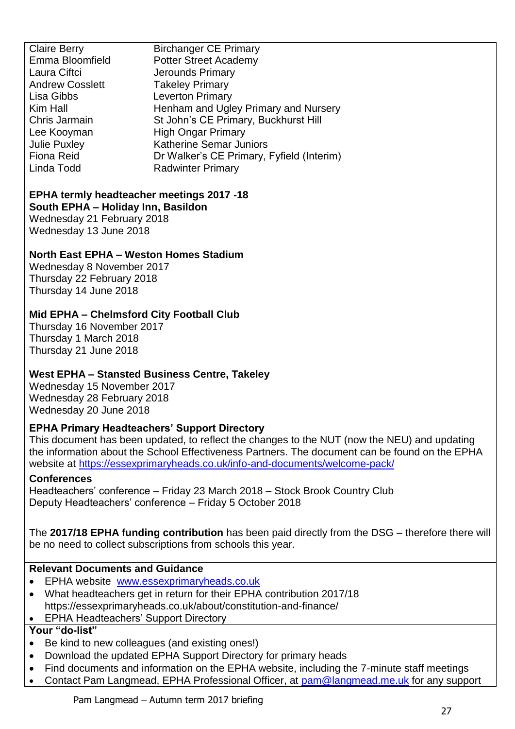| | |
|---|---|
| Claire Berry | Birchanger CE Primary |
| Emma Bloomfield | Potter Street Academy |
| Laura Ciftci | Jerounds Primary |
| Andrew Cosslett | Takeley Primary |
| Lisa Gibbs | Leverton Primary |
| Kim Hall | Henham and Ugley Primary and Nursery |
| Chris Jarmain | St John's CE Primary, Buckhurst Hill |
| Lee Kooyman | High Ongar Primary |
| Julie Puxley | Katherine Semar Juniors |
| Fiona Reid | Dr Walker's CE Primary, Fyfield (Interim) |
| Linda Todd | Radwinter Primary |

**EPHA termly headteacher meetings 2017 -18**

**South EPHA – Holiday Inn, Basildon**
Wednesday 21 February 2018
Wednesday 13 June 2018

**North East EPHA – Weston Homes Stadium**
Wednesday 8 November 2017
Thursday 22 February 2018
Thursday 14 June 2018

**Mid EPHA – Chelmsford City Football Club**
Thursday 16 November 2017
Thursday 1 March 2018
Thursday 21 June 2018

**West EPHA – Stansted Business Centre, Takeley**
Wednesday 15 November 2017
Wednesday 28 February 2018
Wednesday 20 June 2018

**EPHA Primary Headteachers' Support Directory**
This document has been updated, to reflect the changes to the NUT (now the NEU) and updating the information about the School Effectiveness Partners. The document can be found on the EPHA website at https://essexprimaryheads.co.uk/info-and-documents/welcome-pack/

**Conferences**
Headteachers' conference – Friday 23 March 2018 – Stock Brook Country Club
Deputy Headteachers' conference – Friday 5 October 2018

The **2017/18 EPHA funding contribution** has been paid directly from the DSG – therefore there will be no need to collect subscriptions from schools this year.

**Relevant Documents and Guidance**

- EPHA website www.essexprimaryheads.co.uk
- What headteachers get in return for their EPHA contribution 2017/18 https://essexprimaryheads.co.uk/about/constitution-and-finance/
- EPHA Headteachers' Support Directory

**Your "do-list"**

- Be kind to new colleagues (and existing ones!)
- Download the updated EPHA Support Directory for primary heads
- Find documents and information on the EPHA website, including the 7-minute staff meetings
- Contact Pam Langmead, EPHA Professional Officer, at pam@langmead.me.uk for any support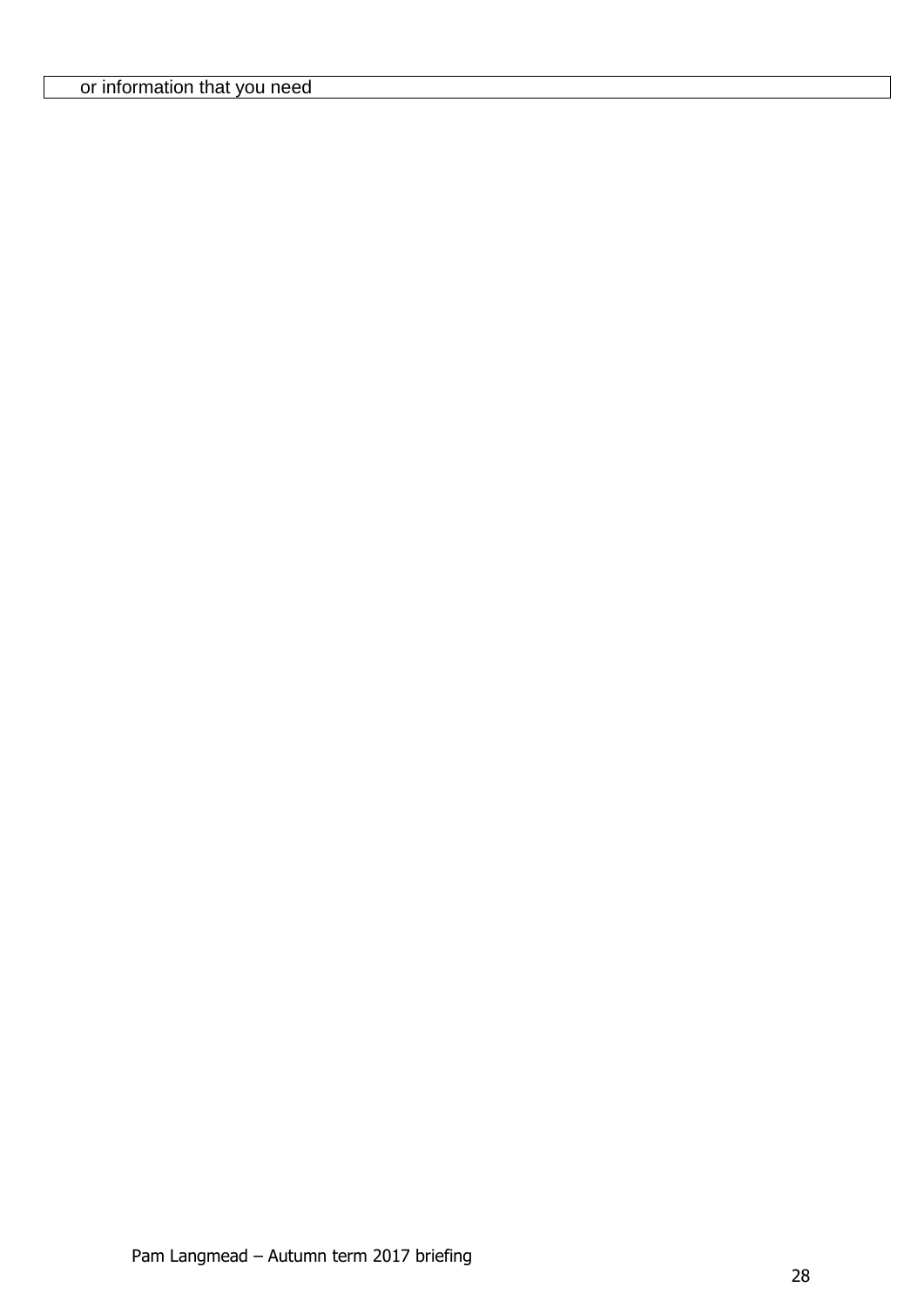| |
|---|
| or information that you need |